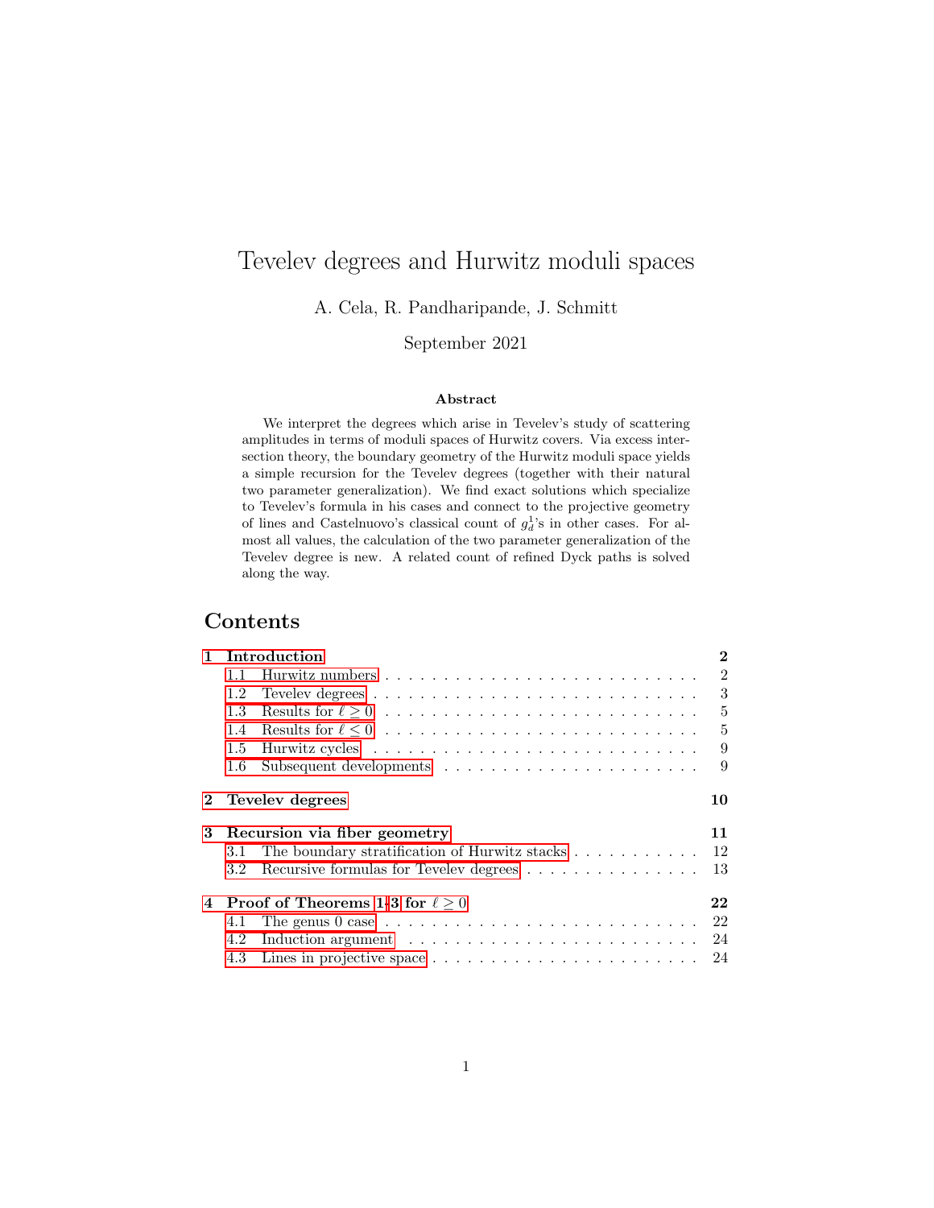# Tevelev degrees and Hurwitz moduli spaces

A. Cela, R. Pandharipande, J. Schmitt

September 2021

### Abstract

We interpret the degrees which arise in Tevelev's study of scattering amplitudes in terms of moduli spaces of Hurwitz covers. Via excess intersection theory, the boundary geometry of the Hurwitz moduli space yields a simple recursion for the Tevelev degrees (together with their natural two parameter generalization). We find exact solutions which specialize to Tevelev's formula in his cases and connect to the projective geometry of lines and Castelnuovo's classical count of $g^1_d$'s in other cases. For almost all values, the calculation of the two parameter generalization of the Tevelev degree is new. A related count of refined Dyck paths is solved along the way.

## Contents

**1 Introduction** — 2
- 1.1 Hurwitz numbers — 2
- 1.2 Tevelev degrees — 3
- 1.3 Results for $\ell \geq 0$ — 5
- 1.4 Results for $\ell \leq 0$ — 5
- 1.5 Hurwitz cycles — 9
- 1.6 Subsequent developments — 9

**2 Tevelev degrees** — 10

**3 Recursion via fiber geometry** — 11
- 3.1 The boundary stratification of Hurwitz stacks — 12
- 3.2 Recursive formulas for Tevelev degrees — 13

**4 Proof of Theorems 1-3 for $\ell \geq 0$** — 22
- 4.1 The genus 0 case — 22
- 4.2 Induction argument — 24
- 4.3 Lines in projective space — 24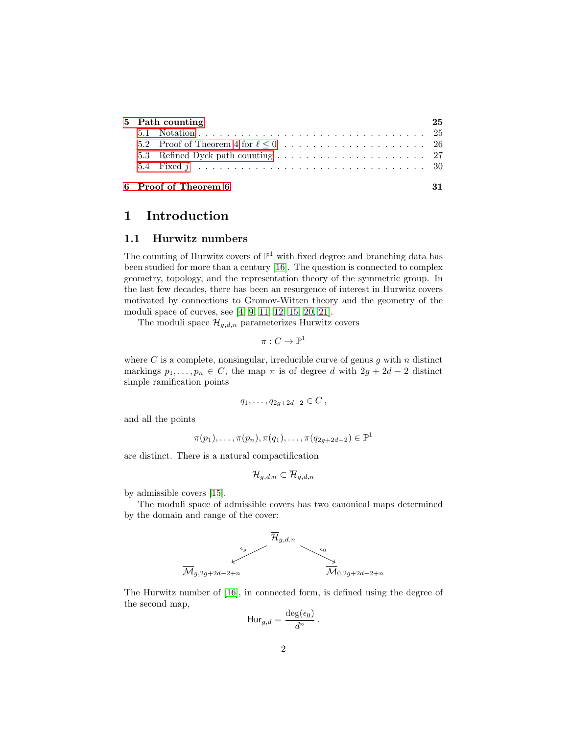5 Path counting 25
  5.1 Notation . . . . . . . . . . . . . . . . . . . . . . . . . . . . . . . . 25
  5.2 Proof of Theorem 4 for $\ell \leq 0$ . . . . . . . . . . . . . . . . . . . . . 26
  5.3 Refined Dyck path counting . . . . . . . . . . . . . . . . . . . . . 27
  5.4 Fixed $j$ . . . . . . . . . . . . . . . . . . . . . . . . . . . . . . . . 30

6 Proof of Theorem 6 31

# 1 Introduction

## 1.1 Hurwitz numbers

The counting of Hurwitz covers of $\mathbb{P}^1$ with fixed degree and branching data has been studied for more than a century [16]. The question is connected to complex geometry, topology, and the representation theory of the symmetric group. In the last few decades, there has been an resurgence of interest in Hurwitz covers motivated by connections to Gromov-Witten theory and the geometry of the moduli space of curves, see [4, 9, 11, 12, 15, 20, 21].

The moduli space $\mathcal{H}_{g,d,n}$ parameterizes Hurwitz covers

$$\pi : C \to \mathbb{P}^1$$

where $C$ is a complete, nonsingular, irreducible curve of genus $g$ with $n$ distinct markings $p_1, \ldots, p_n \in C$, the map $\pi$ is of degree $d$ with $2g + 2d - 2$ distinct simple ramification points

$$q_1, \ldots, q_{2g+2d-2} \in C\,,$$

and all the points

$$\pi(p_1), \ldots, \pi(p_n), \pi(q_1), \ldots, \pi(q_{2g+2d-2}) \in \mathbb{P}^1$$

are distinct. There is a natural compactification

$$\mathcal{H}_{g,d,n} \subset \overline{\mathcal{H}}_{g,d,n}$$

by admissible covers [15].

The moduli space of admissible covers has two canonical maps determined by the domain and range of the cover:

$$\overline{\mathcal{M}}_{g,2g+2d-2+n} \xleftarrow{\epsilon_g} \overline{\mathcal{H}}_{g,d,n} \xrightarrow{\epsilon_0} \overline{\mathcal{M}}_{0,2g+2d-2+n}$$

The Hurwitz number of [16], in connected form, is defined using the degree of the second map,

$$\mathsf{Hur}_{g,d} = \frac{\deg(\epsilon_0)}{d^n}\,.$$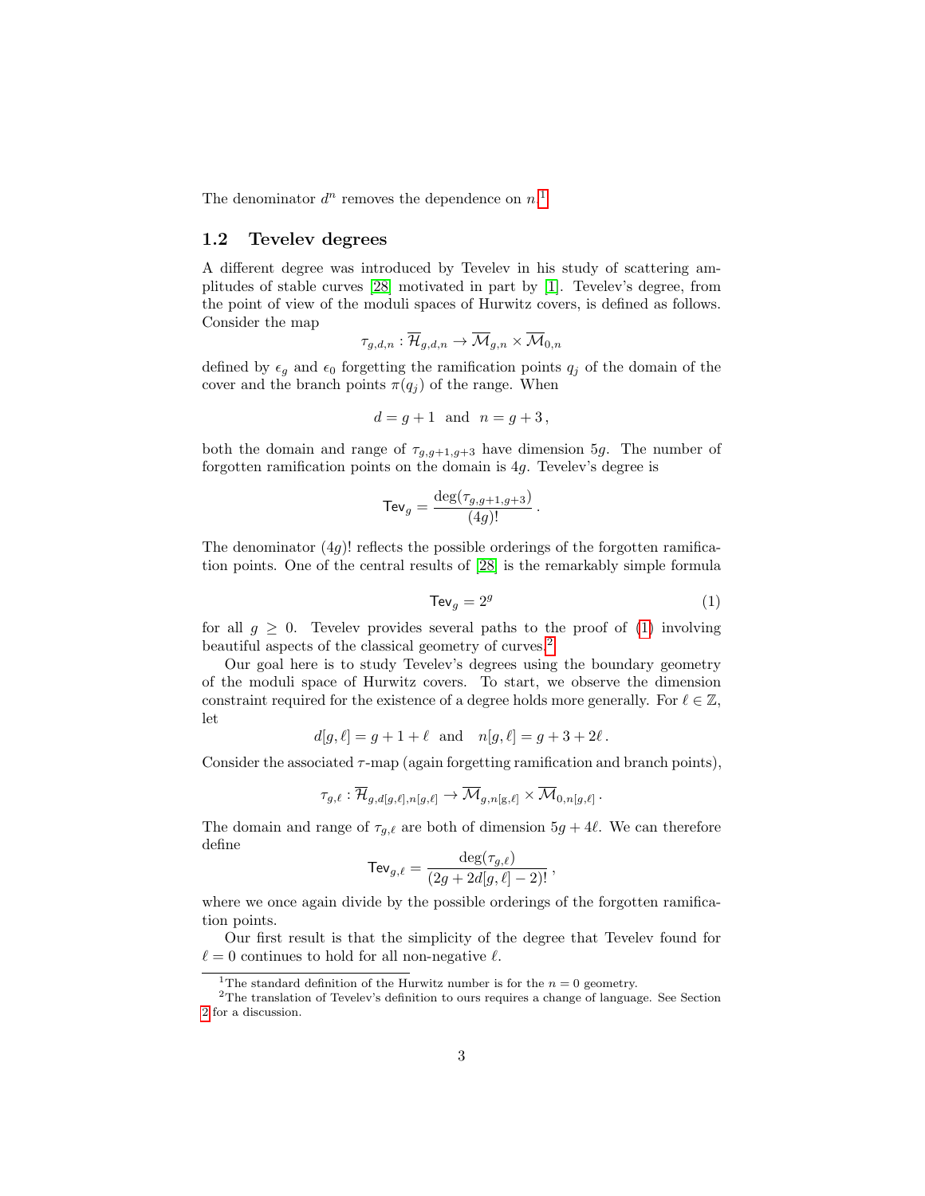The denominator $d^n$ removes the dependence on $n$.[1]

### 1.2 Tevelev degrees

A different degree was introduced by Tevelev in his study of scattering amplitudes of stable curves [28] motivated in part by [1]. Tevelev's degree, from the point of view of the moduli spaces of Hurwitz covers, is defined as follows. Consider the map

$$\tau_{g,d,n} : \overline{\mathcal{H}}_{g,d,n} \to \overline{\mathcal{M}}_{g,n} \times \overline{\mathcal{M}}_{0,n}$$

defined by $\epsilon_g$ and $\epsilon_0$ forgetting the ramification points $q_j$ of the domain of the cover and the branch points $\pi(q_j)$ of the range. When

$$d = g+1 \quad \text{and} \quad n = g+3\,,$$

both the domain and range of $\tau_{g,g+1,g+3}$ have dimension $5g$. The number of forgotten ramification points on the domain is $4g$. Tevelev's degree is

$$\mathsf{Tev}_g = \frac{\deg(\tau_{g,g+1,g+3})}{(4g)!}\,.$$

The denominator $(4g)!$ reflects the possible orderings of the forgotten ramification points. One of the central results of [28] is the remarkably simple formula

$$\mathsf{Tev}_g = 2^g \tag{1}$$

for all $g \geq 0$. Tevelev provides several paths to the proof of (1) involving beautiful aspects of the classical geometry of curves.[2]

Our goal here is to study Tevelev's degrees using the boundary geometry of the moduli space of Hurwitz covers. To start, we observe the dimension constraint required for the existence of a degree holds more generally. For $\ell \in \mathbb{Z}$, let

$$d[g,\ell] = g+1+\ell \quad \text{and} \quad n[g,\ell] = g+3+2\ell\,.$$

Consider the associated $\tau$-map (again forgetting ramification and branch points),

$$\tau_{g,\ell} : \overline{\mathcal{H}}_{g,d[g,\ell],n[g,\ell]} \to \overline{\mathcal{M}}_{g,n[\mathrm{g},\ell]} \times \overline{\mathcal{M}}_{0,n[g,\ell]}\,.$$

The domain and range of $\tau_{g,\ell}$ are both of dimension $5g+4\ell$. We can therefore define

$$\mathsf{Tev}_{g,\ell} = \frac{\deg(\tau_{g,\ell})}{(2g+2d[g,\ell]-2)!}\,,$$

where we once again divide by the possible orderings of the forgotten ramification points.

Our first result is that the simplicity of the degree that Tevelev found for $\ell = 0$ continues to hold for all non-negative $\ell$.

---

[1] The standard definition of the Hurwitz number is for the $n = 0$ geometry.

[2] The translation of Tevelev's definition to ours requires a change of language. See Section 2 for a discussion.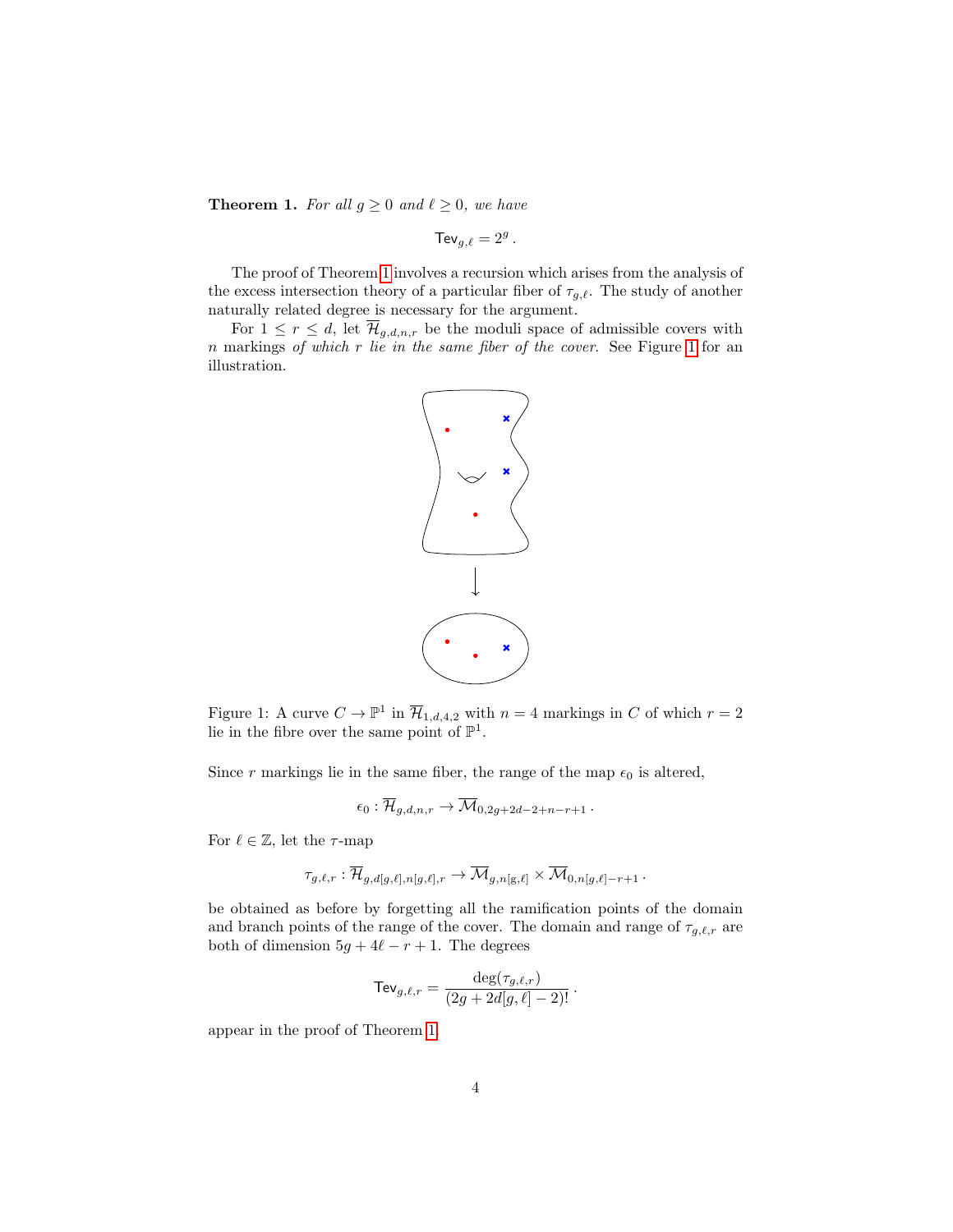**Theorem 1.** *For all $g \geq 0$ and $\ell \geq 0$, we have*

$$\mathsf{Tev}_{g,\ell} = 2^g\,.$$

The proof of Theorem 1 involves a recursion which arises from the analysis of the excess intersection theory of a particular fiber of $\tau_{g,\ell}$. The study of another naturally related degree is necessary for the argument.

For $1 \leq r \leq d$, let $\overline{\mathcal{H}}_{g,d,n,r}$ be the moduli space of admissible covers with $n$ markings *of which $r$ lie in the same fiber of the cover.* See Figure 1 for an illustration.

Figure 1: A curve $C \to \mathbb{P}^1$ in $\overline{\mathcal{H}}_{1,d,4,2}$ with $n = 4$ markings in $C$ of which $r = 2$ lie in the fibre over the same point of $\mathbb{P}^1$.

Since $r$ markings lie in the same fiber, the range of the map $\epsilon_0$ is altered,

$$\epsilon_0 : \overline{\mathcal{H}}_{g,d,n,r} \to \overline{\mathcal{M}}_{0,2g+2d-2+n-r+1}\,.$$

For $\ell \in \mathbb{Z}$, let the $\tau$-map

$$\tau_{g,\ell,r} : \overline{\mathcal{H}}_{g,d[g,\ell],n[g,\ell],r} \to \overline{\mathcal{M}}_{g,n[g,\ell]} \times \overline{\mathcal{M}}_{0,n[g,\ell]-r+1}\,.$$

be obtained as before by forgetting all the ramification points of the domain and branch points of the range of the cover. The domain and range of $\tau_{g,\ell,r}$ are both of dimension $5g + 4\ell - r + 1$. The degrees

$$\mathsf{Tev}_{g,\ell,r} = \frac{\deg(\tau_{g,\ell,r})}{(2g + 2d[g,\ell] - 2)!}\,.$$

appear in the proof of Theorem 1.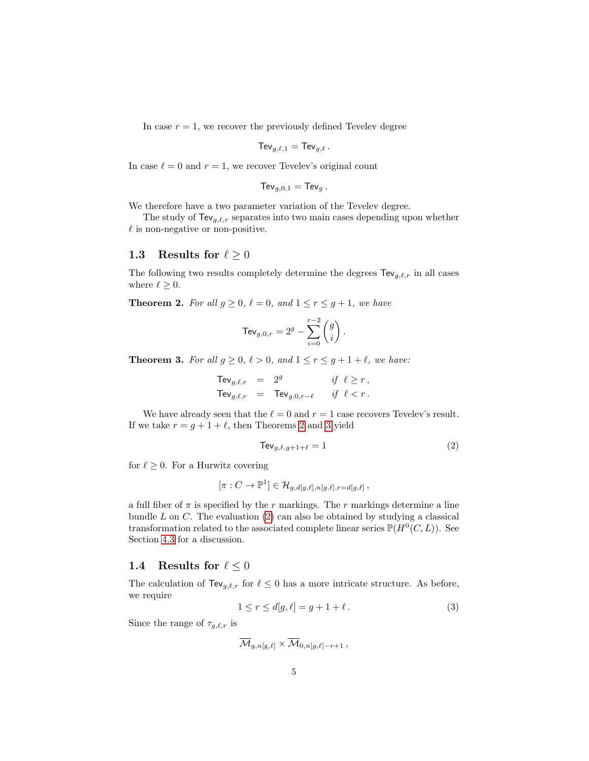In case $r = 1$, we recover the previously defined Tevelev degree

$$\mathsf{Tev}_{g,\ell,1} = \mathsf{Tev}_{g,\ell}\,.$$

In case $\ell = 0$ and $r = 1$, we recover Tevelev's original count

$$\mathsf{Tev}_{g,0,1} = \mathsf{Tev}_{g}\,.$$

We therefore have a two parameter variation of the Tevelev degree.

The study of $\mathsf{Tev}_{g,\ell,r}$ separates into two main cases depending upon whether $\ell$ is non-negative or non-positive.

### 1.3 Results for $\ell \geq 0$

The following two results completely determine the degrees $\mathsf{Tev}_{g,\ell,r}$ in all cases where $\ell \geq 0$.

**Theorem 2.** *For all $g \geq 0$, $\ell = 0$, and $1 \leq r \leq g+1$, we have*

$$\mathsf{Tev}_{g,0,r} = 2^g - \sum_{i=0}^{r-2} \binom{g}{i}\,.$$

**Theorem 3.** *For all $g \geq 0$, $\ell > 0$, and $1 \leq r \leq g+1+\ell$, we have:*

$$\begin{aligned} \mathsf{Tev}_{g,\ell,r} &= 2^g \qquad\quad \textit{if } \ \ell \geq r\,, \\ \mathsf{Tev}_{g,\ell,r} &= \mathsf{Tev}_{g,0,r-\ell} \quad \textit{if } \ \ell < r\,. \end{aligned}$$

We have already seen that the $\ell = 0$ and $r = 1$ case recovers Tevelev's result. If we take $r = g+1+\ell$, then Theorems 2 and 3 yield

$$\mathsf{Tev}_{g,\ell,g+1+\ell} = 1 \tag{2}$$

for $\ell \geq 0$. For a Hurwitz covering

$$[\pi : C \to \mathbb{P}^1] \in \mathcal{H}_{g,d[g,\ell],n[g,\ell],r=d[g,\ell]}\,,$$

a full fiber of $\pi$ is specified by the $r$ markings. The $r$ markings determine a line bundle $L$ on $C$. The evaluation (2) can also be obtained by studying a classical transformation related to the associated complete linear series $\mathbb{P}(H^0(C,L))$. See Section 4.3 for a discussion.

### 1.4 Results for $\ell \leq 0$

The calculation of $\mathsf{Tev}_{g,\ell,r}$ for $\ell \leq 0$ has a more intricate structure. As before, we require

$$1 \leq r \leq d[g,\ell] = g+1+\ell\,. \tag{3}$$

Since the range of $\tau_{g,\ell,r}$ is

$$\overline{\mathcal{M}}_{g,n[g,\ell]} \times \overline{\mathcal{M}}_{0,n[g,\ell]-r+1}\,,$$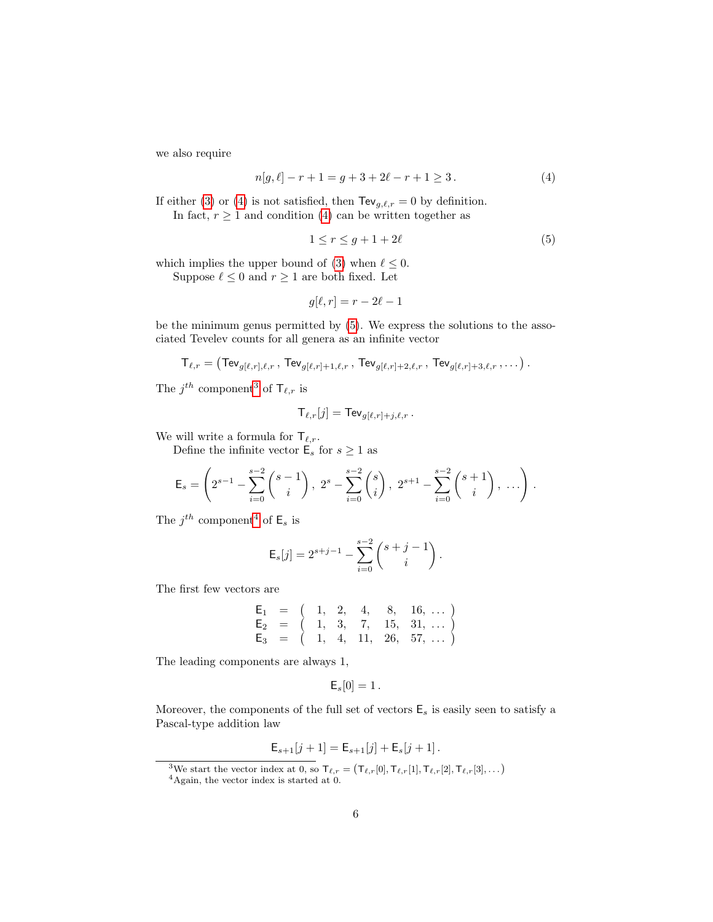we also require

$$n[g,\ell] - r + 1 = g + 3 + 2\ell - r + 1 \geq 3\,. \tag{4}$$

If either (3) or (4) is not satisfied, then $\mathsf{Tev}_{g,\ell,r} = 0$ by definition.

In fact, $r \geq 1$ and condition (4) can be written together as

$$1 \leq r \leq g + 1 + 2\ell \tag{5}$$

which implies the upper bound of (3) when $\ell \leq 0$.

Suppose $\ell \leq 0$ and $r \geq 1$ are both fixed. Let

$$g[\ell, r] = r - 2\ell - 1$$

be the minimum genus permitted by (5). We express the solutions to the associated Tevelev counts for all genera as an infinite vector

$$\mathsf{T}_{\ell,r} = \left(\mathsf{Tev}_{g[\ell,r],\ell,r}\,,\ \mathsf{Tev}_{g[\ell,r]+1,\ell,r}\,,\ \mathsf{Tev}_{g[\ell,r]+2,\ell,r}\,,\ \mathsf{Tev}_{g[\ell,r]+3,\ell,r}\,, \ldots\right).$$

The $j^{th}$ component[3] of $\mathsf{T}_{\ell,r}$ is

$$\mathsf{T}_{\ell,r}[j] = \mathsf{Tev}_{g[\ell,r]+j,\ell,r}\,.$$

We will write a formula for $\mathsf{T}_{\ell,r}$.

Define the infinite vector $\mathsf{E}_s$ for $s \geq 1$ as

$$\mathsf{E}_s = \left(2^{s-1} - \sum_{i=0}^{s-2}\binom{s-1}{i}\,,\ 2^s - \sum_{i=0}^{s-2}\binom{s}{i}\,,\ 2^{s+1} - \sum_{i=0}^{s-2}\binom{s+1}{i}\,,\ \ldots\right).$$

The $j^{th}$ component[4] of $\mathsf{E}_s$ is

$$\mathsf{E}_s[j] = 2^{s+j-1} - \sum_{i=0}^{s-2}\binom{s+j-1}{i}\,.$$

The first few vectors are

$$\begin{array}{rcl}
\mathsf{E}_1 & = & (\ 1,\ 2,\ 4,\ 8,\ 16,\ \ldots\ ) \\
\mathsf{E}_2 & = & (\ 1,\ 3,\ 7,\ 15,\ 31,\ \ldots\ ) \\
\mathsf{E}_3 & = & (\ 1,\ 4,\ 11,\ 26,\ 57,\ \ldots\ )
\end{array}$$

The leading components are always 1,

$$\mathsf{E}_s[0] = 1\,.$$

Moreover, the components of the full set of vectors $\mathsf{E}_s$ is easily seen to satisfy a Pascal-type addition law

$$\mathsf{E}_{s+1}[j+1] = \mathsf{E}_{s+1}[j] + \mathsf{E}_s[j+1]\,.$$

---

[3] We start the vector index at 0, so $\mathsf{T}_{\ell,r} = \left(\mathsf{T}_{\ell,r}[0], \mathsf{T}_{\ell,r}[1], \mathsf{T}_{\ell,r}[2], \mathsf{T}_{\ell,r}[3], \ldots\right)$

[4] Again, the vector index is started at 0.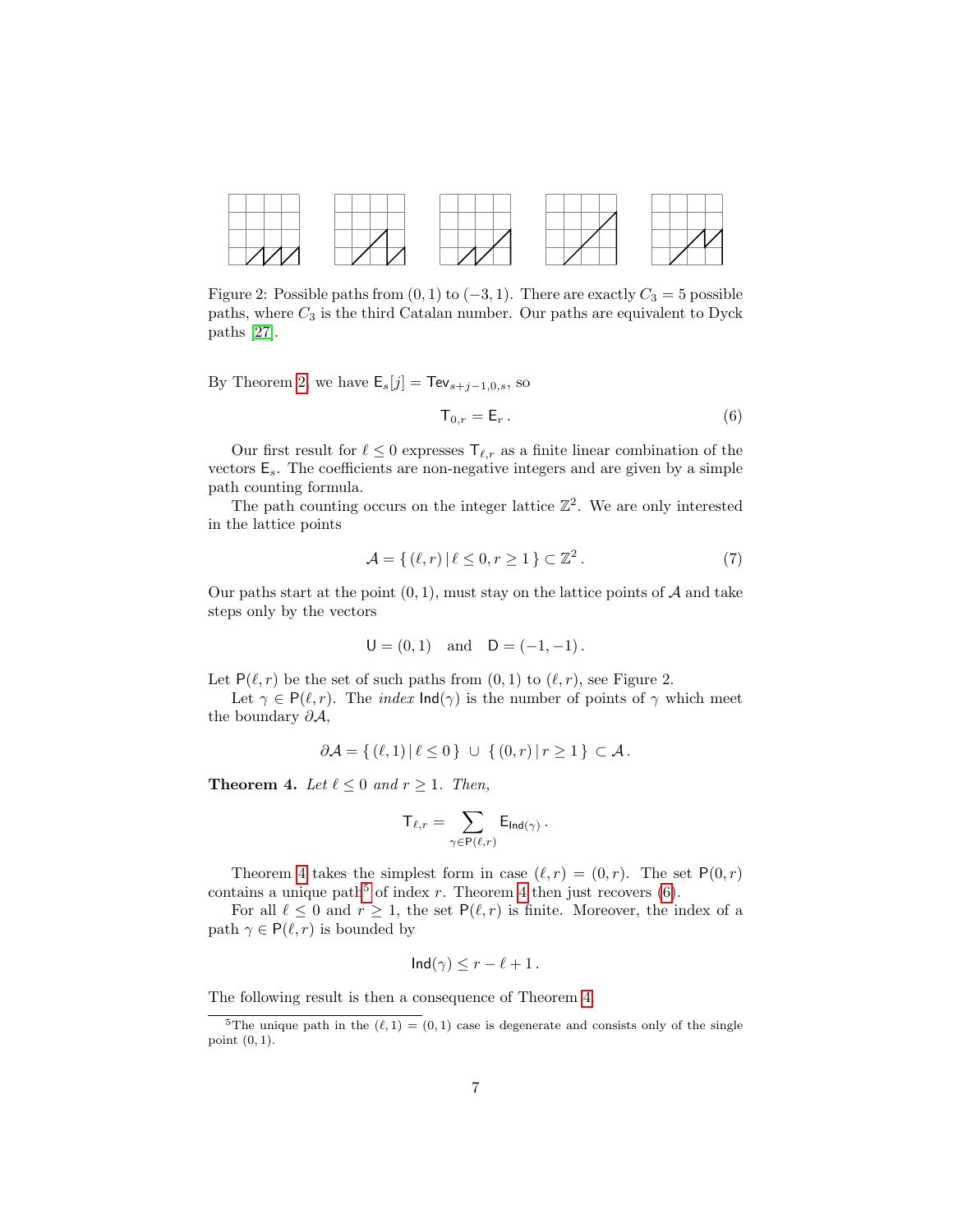Figure 2: Possible paths from $(0,1)$ to $(-3,1)$. There are exactly $C_3 = 5$ possible paths, where $C_3$ is the third Catalan number. Our paths are equivalent to Dyck paths [27].

By Theorem 2, we have $\mathsf{E}_s[j] = \mathsf{Tev}_{s+j-1,0,s}$, so

$$\mathsf{T}_{0,r} = \mathsf{E}_r \,. \tag{6}$$

Our first result for $\ell \leq 0$ expresses $\mathsf{T}_{\ell,r}$ as a finite linear combination of the vectors $\mathsf{E}_s$. The coefficients are non-negative integers and are given by a simple path counting formula.

The path counting occurs on the integer lattice $\mathbb{Z}^2$. We are only interested in the lattice points

$$\mathcal{A} = \{\, (\ell, r) \,|\, \ell \leq 0, r \geq 1 \,\} \subset \mathbb{Z}^2 \,. \tag{7}$$

Our paths start at the point $(0,1)$, must stay on the lattice points of $\mathcal{A}$ and take steps only by the vectors

$$\mathsf{U} = (0,1) \quad \text{and} \quad \mathsf{D} = (-1,-1) \,.$$

Let $\mathsf{P}(\ell, r)$ be the set of such paths from $(0,1)$ to $(\ell, r)$, see Figure 2.

Let $\gamma \in \mathsf{P}(\ell, r)$. The *index* $\mathsf{Ind}(\gamma)$ is the number of points of $\gamma$ which meet the boundary $\partial\mathcal{A}$,

$$\partial\mathcal{A} = \{\, (\ell, 1) \,|\, \ell \leq 0 \,\} \,\cup\, \{\, (0, r) \,|\, r \geq 1 \,\} \subset \mathcal{A} \,.$$

**Theorem 4.** *Let $\ell \leq 0$ and $r \geq 1$. Then,*

$$\mathsf{T}_{\ell,r} = \sum_{\gamma \in \mathsf{P}(\ell,r)} \mathsf{E}_{\mathsf{Ind}(\gamma)} \,.$$

Theorem 4 takes the simplest form in case $(\ell, r) = (0, r)$. The set $\mathsf{P}(0, r)$ contains a unique path[5] of index $r$. Theorem 4 then just recovers (6).

For all $\ell \leq 0$ and $r \geq 1$, the set $\mathsf{P}(\ell, r)$ is finite. Moreover, the index of a path $\gamma \in \mathsf{P}(\ell, r)$ is bounded by

$$\mathsf{Ind}(\gamma) \leq r - \ell + 1 \,.$$

The following result is then a consequence of Theorem 4.

[5] The unique path in the $(\ell, 1) = (0, 1)$ case is degenerate and consists only of the single point $(0, 1)$.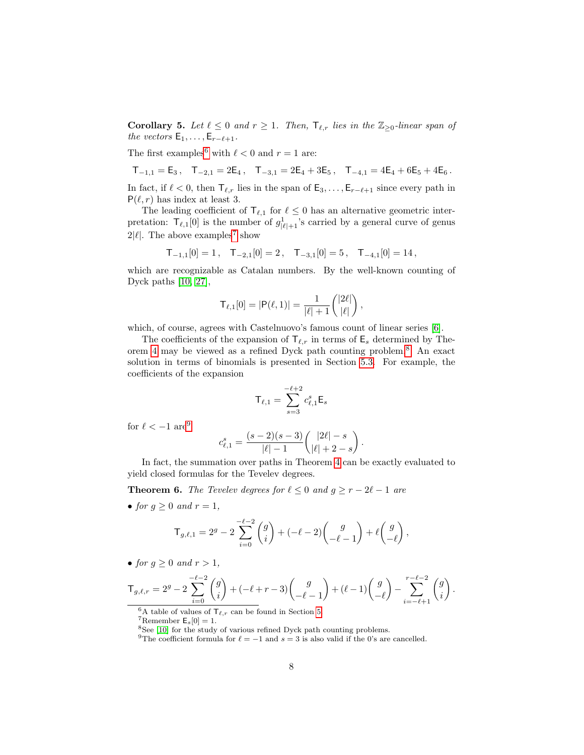**Corollary 5.** *Let $\ell \leq 0$ and $r \geq 1$. Then, $\mathsf{T}_{\ell,r}$ lies in the $\mathbb{Z}_{\geq 0}$-linear span of the vectors $\mathsf{E}_1, \ldots, \mathsf{E}_{r-\ell+1}$.*

The first examples[6] with $\ell < 0$ and $r = 1$ are:

$$\mathsf{T}_{-1,1} = \mathsf{E}_3\,, \quad \mathsf{T}_{-2,1} = 2\mathsf{E}_4\,, \quad \mathsf{T}_{-3,1} = 2\mathsf{E}_4 + 3\mathsf{E}_5\,, \quad \mathsf{T}_{-4,1} = 4\mathsf{E}_4 + 6\mathsf{E}_5 + 4\mathsf{E}_6\,.$$

In fact, if $\ell < 0$, then $\mathsf{T}_{\ell,r}$ lies in the span of $\mathsf{E}_3, \ldots, \mathsf{E}_{r-\ell+1}$ since every path in $\mathsf{P}(\ell, r)$ has index at least 3.

The leading coefficient of $\mathsf{T}_{\ell,1}$ for $\ell \leq 0$ has an alternative geometric interpretation: $\mathsf{T}_{\ell,1}[0]$ is the number of $g^1_{|\ell|+1}$'s carried by a general curve of genus $2|\ell|$. The above examples[7] show

$$\mathsf{T}_{-1,1}[0] = 1\,, \quad \mathsf{T}_{-2,1}[0] = 2\,, \quad \mathsf{T}_{-3,1}[0] = 5\,, \quad \mathsf{T}_{-4,1}[0] = 14\,,$$

which are recognizable as Catalan numbers. By the well-known counting of Dyck paths [10, 27],

$$\mathsf{T}_{\ell,1}[0] = |\mathsf{P}(\ell, 1)| = \frac{1}{|\ell| + 1}\binom{|2\ell|}{|\ell|}\,,$$

which, of course, agrees with Castelnuovo's famous count of linear series [6].

The coefficients of the expansion of $\mathsf{T}_{\ell,r}$ in terms of $\mathsf{E}_s$ determined by Theorem 4 may be viewed as a refined Dyck path counting problem.[8] An exact solution in terms of binomials is presented in Section 5.3. For example, the coefficients of the expansion

$$\mathsf{T}_{\ell,1} = \sum_{s=3}^{-\ell+2} c^s_{\ell,1} \mathsf{E}_s$$

for $\ell < -1$ are[9]

$$c^s_{\ell,1} = \frac{(s-2)(s-3)}{|\ell| - 1}\binom{|2\ell| - s}{|\ell| + 2 - s}\,.$$

In fact, the summation over paths in Theorem 4 can be exactly evaluated to yield closed formulas for the Tevelev degrees.

**Theorem 6.** *The Tevelev degrees for $\ell \leq 0$ and $g \geq r - 2\ell - 1$ are*

- *for $g \geq 0$ and $r = 1$,*

$$\mathsf{T}_{g,\ell,1} = 2^g - 2\sum_{i=0}^{-\ell-2}\binom{g}{i} + (-\ell - 2)\binom{g}{-\ell - 1} + \ell\binom{g}{-\ell}\,,$$

- *for $g \geq 0$ and $r > 1$,*

$$\mathsf{T}_{g,\ell,r} = 2^g - 2\sum_{i=0}^{-\ell-2}\binom{g}{i} + (-\ell + r - 3)\binom{g}{-\ell - 1} + (\ell - 1)\binom{g}{-\ell} - \sum_{i=-\ell+1}^{r-\ell-2}\binom{g}{i}\,.$$

---

[6] A table of values of $\mathsf{T}_{\ell,r}$ can be found in Section 5.

[7] Remember $\mathsf{E}_s[0] = 1$.

[8] See [10] for the study of various refined Dyck path counting problems.

[9] The coefficient formula for $\ell = -1$ and $s = 3$ is also valid if the 0's are cancelled.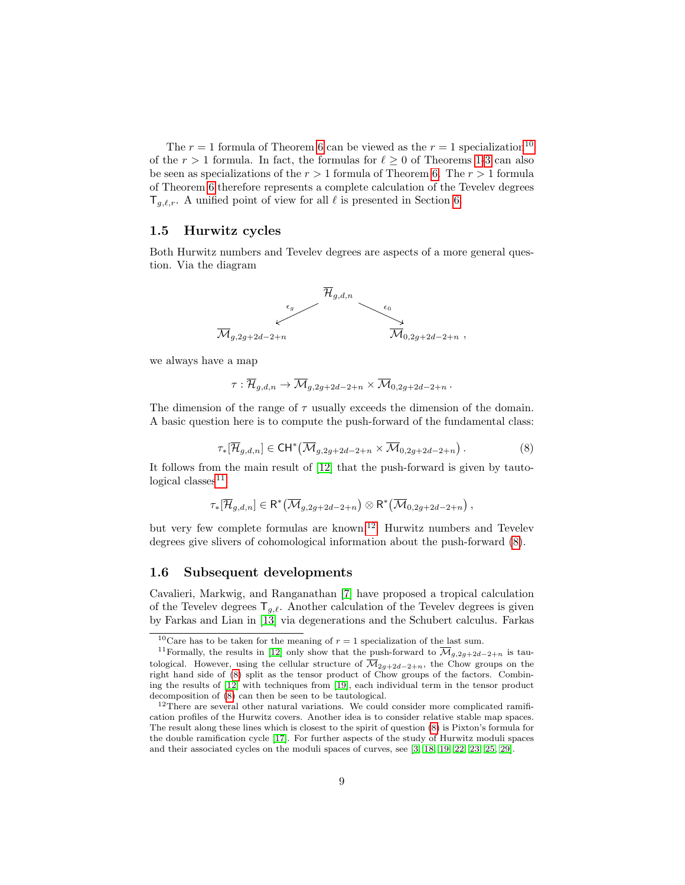The $r = 1$ formula of Theorem 6 can be viewed as the $r = 1$ specialization[10] of the $r > 1$ formula. In fact, the formulas for $\ell \geq 0$ of Theorems 1-3 can also be seen as specializations of the $r > 1$ formula of Theorem 6. The $r > 1$ formula of Theorem 6 therefore represents a complete calculation of the Tevelev degrees $\mathsf{T}_{g,\ell,r}$. A unified point of view for all $\ell$ is presented in Section 6.

### 1.5 Hurwitz cycles

Both Hurwitz numbers and Tevelev degrees are aspects of a more general question. Via the diagram

$$
\begin{array}{ccc}
 & \overline{\mathcal{H}}_{g,d,n} & \\
 {\scriptstyle \epsilon_g} \swarrow & & \searrow {\scriptstyle \epsilon_0} \\
\overline{\mathcal{M}}_{g,2g+2d-2+n} & & \overline{\mathcal{M}}_{0,2g+2d-2+n}
\end{array},
$$

we always have a map

$$
\tau : \overline{\mathcal{H}}_{g,d,n} \to \overline{\mathcal{M}}_{g,2g+2d-2+n} \times \overline{\mathcal{M}}_{0,2g+2d-2+n} \, .
$$

The dimension of the range of $\tau$ usually exceeds the dimension of the domain. A basic question here is to compute the push-forward of the fundamental class:

$$
\tau_*[\overline{\mathcal{H}}_{g,d,n}] \in \mathsf{CH}^*\big(\overline{\mathcal{M}}_{g,2g+2d-2+n} \times \overline{\mathcal{M}}_{0,2g+2d-2+n}\big) \, . \tag{8}
$$

It follows from the main result of [12] that the push-forward is given by tautological classes[11]

$$
\tau_*[\overline{\mathcal{H}}_{g,d,n}] \in \mathsf{R}^*\big(\overline{\mathcal{M}}_{g,2g+2d-2+n}\big) \otimes \mathsf{R}^*\big(\overline{\mathcal{M}}_{0,2g+2d-2+n}\big) \, ,
$$

but very few complete formulas are known.[12] Hurwitz numbers and Tevelev degrees give slivers of cohomological information about the push-forward (8).

### 1.6 Subsequent developments

Cavalieri, Markwig, and Ranganathan [7] have proposed a tropical calculation of the Tevelev degrees $\mathsf{T}_{g,\ell}$. Another calculation of the Tevelev degrees is given by Farkas and Lian in [13] via degenerations and the Schubert calculus. Farkas

[10] Care has to be taken for the meaning of $r = 1$ specialization of the last sum.

[11] Formally, the results in [12] only show that the push-forward to $\overline{\mathcal{M}}_{g,2g+2d-2+n}$ is tautological. However, using the cellular structure of $\overline{\mathcal{M}}_{2g+2d-2+n}$, the Chow groups on the right hand side of (8) split as the tensor product of Chow groups of the factors. Combining the results of [12] with techniques from [19], each individual term in the tensor product decomposition of (8) can then be seen to be tautological.

[12] There are several other natural variations. We could consider more complicated ramification profiles of the Hurwitz covers. Another idea is to consider relative stable map spaces. The result along these lines which is closest to the spirit of question (8) is Pixton's formula for the double ramification cycle [17]. For further aspects of the study of Hurwitz moduli spaces and their associated cycles on the moduli spaces of curves, see [3, 18, 19, 22, 23, 25, 29].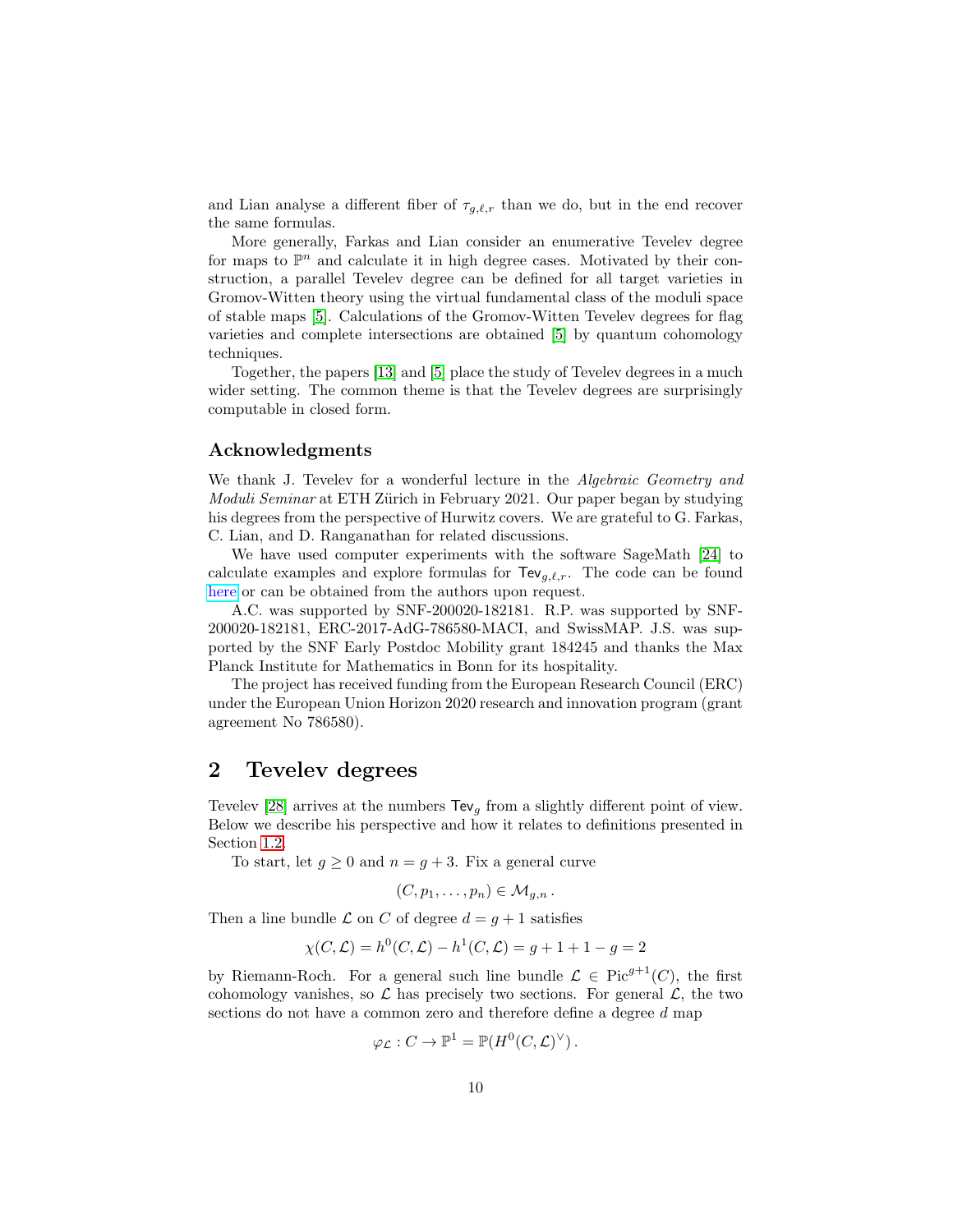and Lian analyse a different fiber of $\tau_{g,\ell,r}$ than we do, but in the end recover the same formulas.

More generally, Farkas and Lian consider an enumerative Tevelev degree for maps to $\mathbb{P}^n$ and calculate it in high degree cases. Motivated by their construction, a parallel Tevelev degree can be defined for all target varieties in Gromov-Witten theory using the virtual fundamental class of the moduli space of stable maps [5]. Calculations of the Gromov-Witten Tevelev degrees for flag varieties and complete intersections are obtained [5] by quantum cohomology techniques.

Together, the papers [13] and [5] place the study of Tevelev degrees in a much wider setting. The common theme is that the Tevelev degrees are surprisingly computable in closed form.

### Acknowledgments

We thank J. Tevelev for a wonderful lecture in the *Algebraic Geometry and Moduli Seminar* at ETH Zürich in February 2021. Our paper began by studying his degrees from the perspective of Hurwitz covers. We are grateful to G. Farkas, C. Lian, and D. Ranganathan for related discussions.

We have used computer experiments with the software SageMath [24] to calculate examples and explore formulas for $\mathsf{Tev}_{g,\ell,r}$. The code can be found here or can be obtained from the authors upon request.

A.C. was supported by SNF-200020-182181. R.P. was supported by SNF-200020-182181, ERC-2017-AdG-786580-MACI, and SwissMAP. J.S. was supported by the SNF Early Postdoc Mobility grant 184245 and thanks the Max Planck Institute for Mathematics in Bonn for its hospitality.

The project has received funding from the European Research Council (ERC) under the European Union Horizon 2020 research and innovation program (grant agreement No 786580).

## 2 Tevelev degrees

Tevelev [28] arrives at the numbers $\mathsf{Tev}_g$ from a slightly different point of view. Below we describe his perspective and how it relates to definitions presented in Section 1.2.

To start, let $g \geq 0$ and $n = g + 3$. Fix a general curve

$$(C, p_1, \ldots, p_n) \in \mathcal{M}_{g,n}\,.$$

Then a line bundle $\mathcal{L}$ on $C$ of degree $d = g + 1$ satisfies

$$\chi(C, \mathcal{L}) = h^0(C, \mathcal{L}) - h^1(C, \mathcal{L}) = g + 1 + 1 - g = 2$$

by Riemann-Roch. For a general such line bundle $\mathcal{L} \in \mathrm{Pic}^{g+1}(C)$, the first cohomology vanishes, so $\mathcal{L}$ has precisely two sections. For general $\mathcal{L}$, the two sections do not have a common zero and therefore define a degree $d$ map

$$\varphi_{\mathcal{L}} : C \to \mathbb{P}^1 = \mathbb{P}(H^0(C, \mathcal{L})^\vee)\,.$$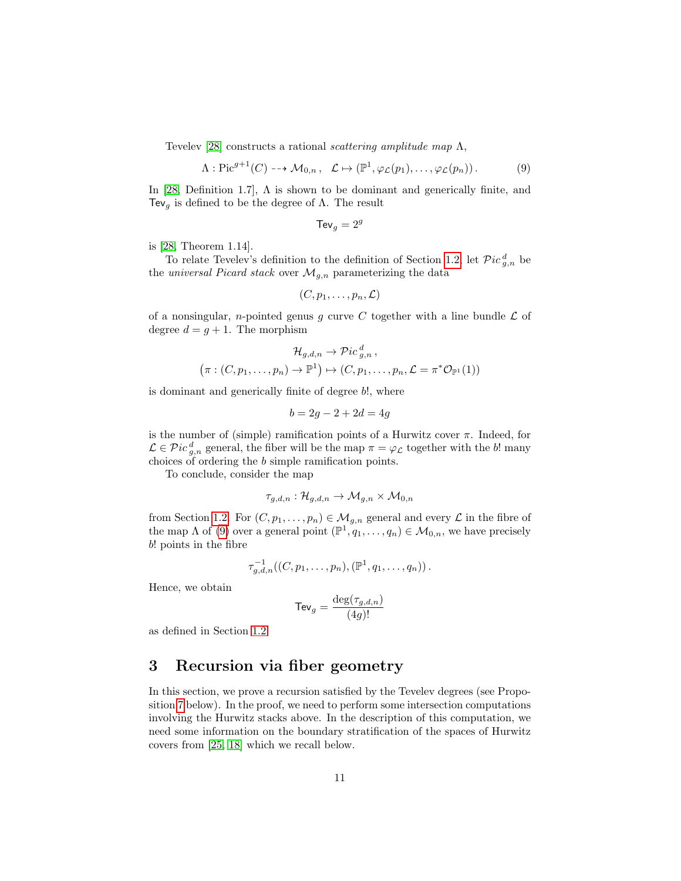Tevelev [28] constructs a rational *scattering amplitude map* $\Lambda$,

$$\Lambda : \mathrm{Pic}^{g+1}(C) \dashrightarrow \mathcal{M}_{0,n}\,, \quad \mathcal{L} \mapsto (\mathbb{P}^1, \varphi_{\mathcal{L}}(p_1), \ldots, \varphi_{\mathcal{L}}(p_n))\,. \tag{9}$$

In [28, Definition 1.7], $\Lambda$ is shown to be dominant and generically finite, and $\mathsf{Tev}_g$ is defined to be the degree of $\Lambda$. The result

$$\mathsf{Tev}_g = 2^g$$

is [28, Theorem 1.14].

To relate Tevelev's definition to the definition of Section 1.2, let $\mathcal{P}ic^{\,d}_{g,n}$ be the *universal Picard stack* over $\mathcal{M}_{g,n}$ parameterizing the data

$$(C, p_1, \ldots, p_n, \mathcal{L})$$

of a nonsingular, $n$-pointed genus $g$ curve $C$ together with a line bundle $\mathcal{L}$ of degree $d = g+1$. The morphism

$$\mathcal{H}_{g,d,n} \to \mathcal{P}ic^{\,d}_{g,n}\,,$$
$$\left(\pi : (C, p_1, \ldots, p_n) \to \mathbb{P}^1\right) \mapsto (C, p_1, \ldots, p_n, \mathcal{L} = \pi^*\mathcal{O}_{\mathbb{P}^1}(1))$$

is dominant and generically finite of degree $b!$, where

$$b = 2g - 2 + 2d = 4g$$

is the number of (simple) ramification points of a Hurwitz cover $\pi$. Indeed, for $\mathcal{L} \in \mathcal{P}ic^{\,d}_{g,n}$ general, the fiber will be the map $\pi = \varphi_{\mathcal{L}}$ together with the $b!$ many choices of ordering the $b$ simple ramification points.

To conclude, consider the map

$$\tau_{g,d,n} : \mathcal{H}_{g,d,n} \to \mathcal{M}_{g,n} \times \mathcal{M}_{0,n}$$

from Section 1.2. For $(C, p_1, \ldots, p_n) \in \mathcal{M}_{g,n}$ general and every $\mathcal{L}$ in the fibre of the map $\Lambda$ of (9) over a general point $(\mathbb{P}^1, q_1, \ldots, q_n) \in \mathcal{M}_{0,n}$, we have precisely $b!$ points in the fibre

$$\tau^{-1}_{g,d,n}((C, p_1, \ldots, p_n), (\mathbb{P}^1, q_1, \ldots, q_n))\,.$$

Hence, we obtain

$$\mathsf{Tev}_g = \frac{\deg(\tau_{g,d,n})}{(4g)!}$$

as defined in Section 1.2.

# 3 Recursion via fiber geometry

In this section, we prove a recursion satisfied by the Tevelev degrees (see Proposition 7 below). In the proof, we need to perform some intersection computations involving the Hurwitz stacks above. In the description of this computation, we need some information on the boundary stratification of the spaces of Hurwitz covers from [25, 18] which we recall below.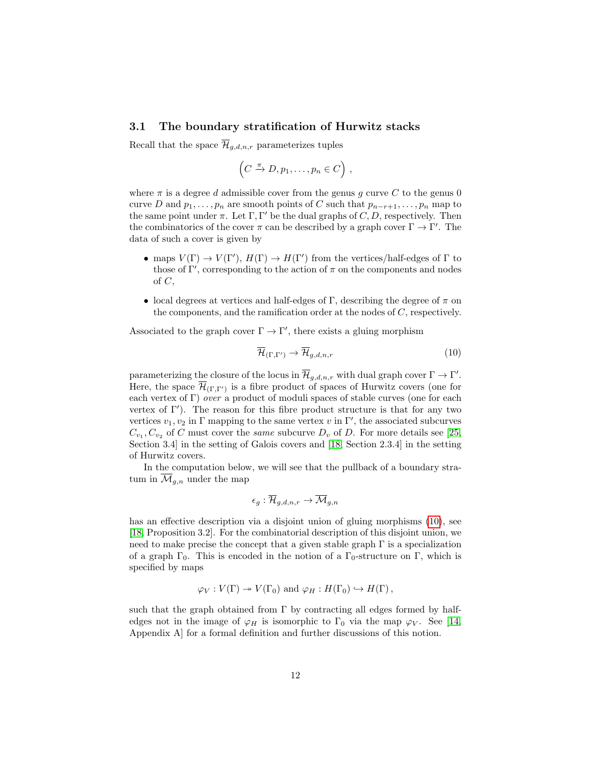### 3.1 The boundary stratification of Hurwitz stacks

Recall that the space $\overline{\mathcal{H}}_{g,d,n,r}$ parameterizes tuples

$$\left(C \xrightarrow{\pi} D, p_1, \ldots, p_n \in C\right),$$

where $\pi$ is a degree $d$ admissible cover from the genus $g$ curve $C$ to the genus 0 curve $D$ and $p_1, \ldots, p_n$ are smooth points of $C$ such that $p_{n-r+1}, \ldots, p_n$ map to the same point under $\pi$. Let $\Gamma, \Gamma'$ be the dual graphs of $C, D$, respectively. Then the combinatorics of the cover $\pi$ can be described by a graph cover $\Gamma \to \Gamma'$. The data of such a cover is given by

- maps $V(\Gamma) \to V(\Gamma')$, $H(\Gamma) \to H(\Gamma')$ from the vertices/half-edges of $\Gamma$ to those of $\Gamma'$, corresponding to the action of $\pi$ on the components and nodes of $C$,
- local degrees at vertices and half-edges of $\Gamma$, describing the degree of $\pi$ on the components, and the ramification order at the nodes of $C$, respectively.

Associated to the graph cover $\Gamma \to \Gamma'$, there exists a gluing morphism

$$\overline{\mathcal{H}}_{(\Gamma,\Gamma')} \to \overline{\mathcal{H}}_{g,d,n,r} \tag{10}$$

parameterizing the closure of the locus in $\overline{\mathcal{H}}_{g,d,n,r}$ with dual graph cover $\Gamma \to \Gamma'$. Here, the space $\overline{\mathcal{H}}_{(\Gamma,\Gamma')}$ is a fibre product of spaces of Hurwitz covers (one for each vertex of $\Gamma$) *over* a product of moduli spaces of stable curves (one for each vertex of $\Gamma'$). The reason for this fibre product structure is that for any two vertices $v_1, v_2$ in $\Gamma$ mapping to the same vertex $v$ in $\Gamma'$, the associated subcurves $C_{v_1}, C_{v_2}$ of $C$ must cover the *same* subcurve $D_v$ of $D$. For more details see [25, Section 3.4] in the setting of Galois covers and [18, Section 2.3.4] in the setting of Hurwitz covers.

In the computation below, we will see that the pullback of a boundary stratum in $\overline{\mathcal{M}}_{g,n}$ under the map

$$\epsilon_g : \overline{\mathcal{H}}_{g,d,n,r} \to \overline{\mathcal{M}}_{g,n}$$

has an effective description via a disjoint union of gluing morphisms (10), see [18, Proposition 3.2]. For the combinatorial description of this disjoint union, we need to make precise the concept that a given stable graph $\Gamma$ is a specialization of a graph $\Gamma_0$. This is encoded in the notion of a $\Gamma_0$-structure on $\Gamma$, which is specified by maps

$$\varphi_V : V(\Gamma) \twoheadrightarrow V(\Gamma_0) \text{ and } \varphi_H : H(\Gamma_0) \hookrightarrow H(\Gamma),$$

such that the graph obtained from $\Gamma$ by contracting all edges formed by half-edges not in the image of $\varphi_H$ is isomorphic to $\Gamma_0$ via the map $\varphi_V$. See [14, Appendix A] for a formal definition and further discussions of this notion.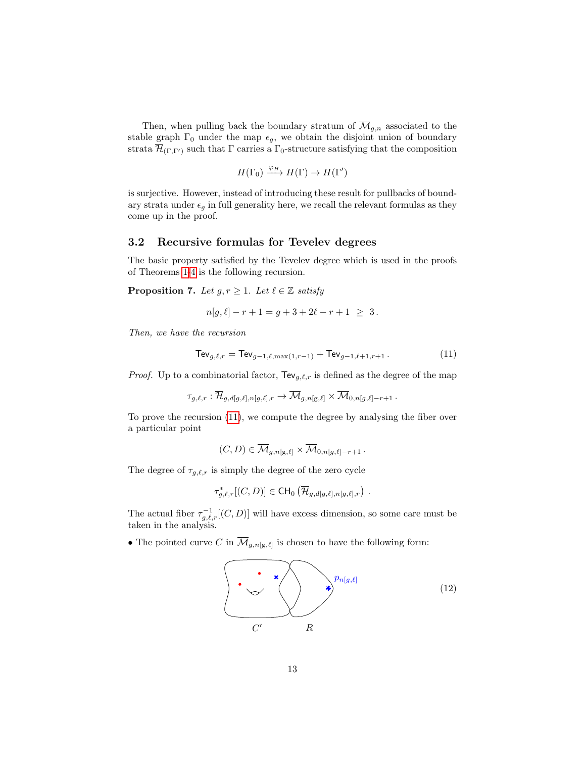Then, when pulling back the boundary stratum of $\overline{\mathcal{M}}_{g,n}$ associated to the stable graph $\Gamma_0$ under the map $\epsilon_g$, we obtain the disjoint union of boundary strata $\overline{\mathcal{H}}_{(\Gamma,\Gamma')}$ such that $\Gamma$ carries a $\Gamma_0$-structure satisfying that the composition

$$H(\Gamma_0) \xrightarrow{\varphi_H} H(\Gamma) \to H(\Gamma')$$

is surjective. However, instead of introducing these result for pullbacks of boundary strata under $\epsilon_g$ in full generality here, we recall the relevant formulas as they come up in the proof.

### 3.2 Recursive formulas for Tevelev degrees

The basic property satisfied by the Tevelev degree which is used in the proofs of Theorems 1-4 is the following recursion.

**Proposition 7.** *Let $g, r \geq 1$. Let $\ell \in \mathbb{Z}$ satisfy*

$$n[g,\ell] - r + 1 = g + 3 + 2\ell - r + 1 \;\geq\; 3\,.$$

*Then, we have the recursion*

$$\mathsf{Tev}_{g,\ell,r} = \mathsf{Tev}_{g-1,\ell,\max(1,r-1)} + \mathsf{Tev}_{g-1,\ell+1,r+1}\,. \tag{11}$$

*Proof.* Up to a combinatorial factor, $\mathsf{Tev}_{g,\ell,r}$ is defined as the degree of the map

$$\tau_{g,\ell,r} : \overline{\mathcal{H}}_{g,d[g,\ell],n[g,\ell],r} \to \overline{\mathcal{M}}_{g,n[\mathrm{g},\ell]} \times \overline{\mathcal{M}}_{0,n[g,\ell]-r+1}\,.$$

To prove the recursion (11), we compute the degree by analysing the fiber over a particular point

$$(C,D) \in \overline{\mathcal{M}}_{g,n[\mathrm{g},\ell]} \times \overline{\mathcal{M}}_{0,n[g,\ell]-r+1}\,.$$

The degree of $\tau_{g,\ell,r}$ is simply the degree of the zero cycle

$$\tau^*_{g,\ell,r}[(C,D)] \in \mathsf{CH}_0\left(\overline{\mathcal{H}}_{g,d[g,\ell],n[g,\ell],r}\right)\,.$$

The actual fiber $\tau^{-1}_{g,\ell,r}[(C,D)]$ will have excess dimension, so some care must be taken in the analysis.

- The pointed curve $C$ in $\overline{\mathcal{M}}_{g,n[\mathrm{g},\ell]}$ is chosen to have the following form:

$$C' \qquad R \qquad p_{n[g,\ell]} \tag{12}$$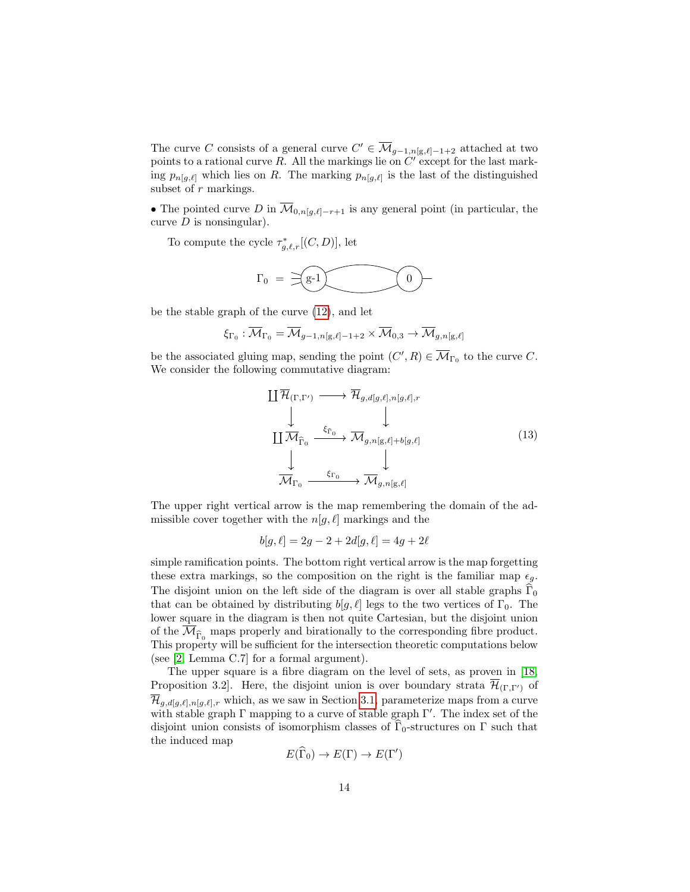The curve $C$ consists of a general curve $C' \in \overline{\mathcal{M}}_{g-1,n[g,\ell]-1+2}$ attached at two points to a rational curve $R$. All the markings lie on $C'$ except for the last marking $p_{n[g,\ell]}$ which lies on $R$. The marking $p_{n[g,\ell]}$ is the last of the distinguished subset of $r$ markings.

• The pointed curve $D$ in $\overline{\mathcal{M}}_{0,n[g,\ell]-r+1}$ is any general point (in particular, the curve $D$ is nonsingular).

To compute the cycle $\tau^*_{g,\ell,r}[(C,D)]$, let

$$\Gamma_0 \;=\; [\text{stable graph: vertex } g\text{-}1 \text{ with legs, joined by two edges to vertex } 0 \text{ with one leg}]$$

be the stable graph of the curve (12), and let

$$\xi_{\Gamma_0} : \overline{\mathcal{M}}_{\Gamma_0} = \overline{\mathcal{M}}_{g-1,n[g,\ell]-1+2} \times \overline{\mathcal{M}}_{0,3} \to \overline{\mathcal{M}}_{g,n[g,\ell]}$$

be the associated gluing map, sending the point $(C', R) \in \overline{\mathcal{M}}_{\Gamma_0}$ to the curve $C$. We consider the following commutative diagram:

$$\begin{array}{ccc}
\coprod \overline{\mathcal{H}}_{(\Gamma,\Gamma')} & \longrightarrow & \overline{\mathcal{H}}_{g,d[g,\ell],n[g,\ell],r} \\
\downarrow & & \downarrow \\
\coprod \overline{\mathcal{M}}_{\widehat{\Gamma}_0} & \xrightarrow{\xi_{\widehat{\Gamma}_0}} & \overline{\mathcal{M}}_{g,n[g,\ell]+b[g,\ell]} \\
\downarrow & & \downarrow \\
\overline{\mathcal{M}}_{\Gamma_0} & \xrightarrow{\xi_{\Gamma_0}} & \overline{\mathcal{M}}_{g,n[g,\ell]}
\end{array} \tag{13}$$

The upper right vertical arrow is the map remembering the domain of the admissible cover together with the $n[g,\ell]$ markings and the

$$b[g,\ell] = 2g - 2 + 2d[g,\ell] = 4g + 2\ell$$

simple ramification points. The bottom right vertical arrow is the map forgetting these extra markings, so the composition on the right is the familiar map $\epsilon_g$. The disjoint union on the left side of the diagram is over all stable graphs $\widehat{\Gamma}_0$ that can be obtained by distributing $b[g,\ell]$ legs to the two vertices of $\Gamma_0$. The lower square in the diagram is then not quite Cartesian, but the disjoint union of the $\overline{\mathcal{M}}_{\widehat{\Gamma}_0}$ maps properly and birationally to the corresponding fibre product. This property will be sufficient for the intersection theoretic computations below (see [2, Lemma C.7] for a formal argument).

The upper square is a fibre diagram on the level of sets, as proven in [18, Proposition 3.2]. Here, the disjoint union is over boundary strata $\overline{\mathcal{H}}_{(\Gamma,\Gamma')}$ of $\overline{\mathcal{H}}_{g,d[g,\ell],n[g,\ell],r}$ which, as we saw in Section 3.1, parameterize maps from a curve with stable graph $\Gamma$ mapping to a curve of stable graph $\Gamma'$. The index set of the disjoint union consists of isomorphism classes of $\widehat{\Gamma}_0$-structures on $\Gamma$ such that the induced map

$$E(\widehat{\Gamma}_0) \to E(\Gamma) \to E(\Gamma')$$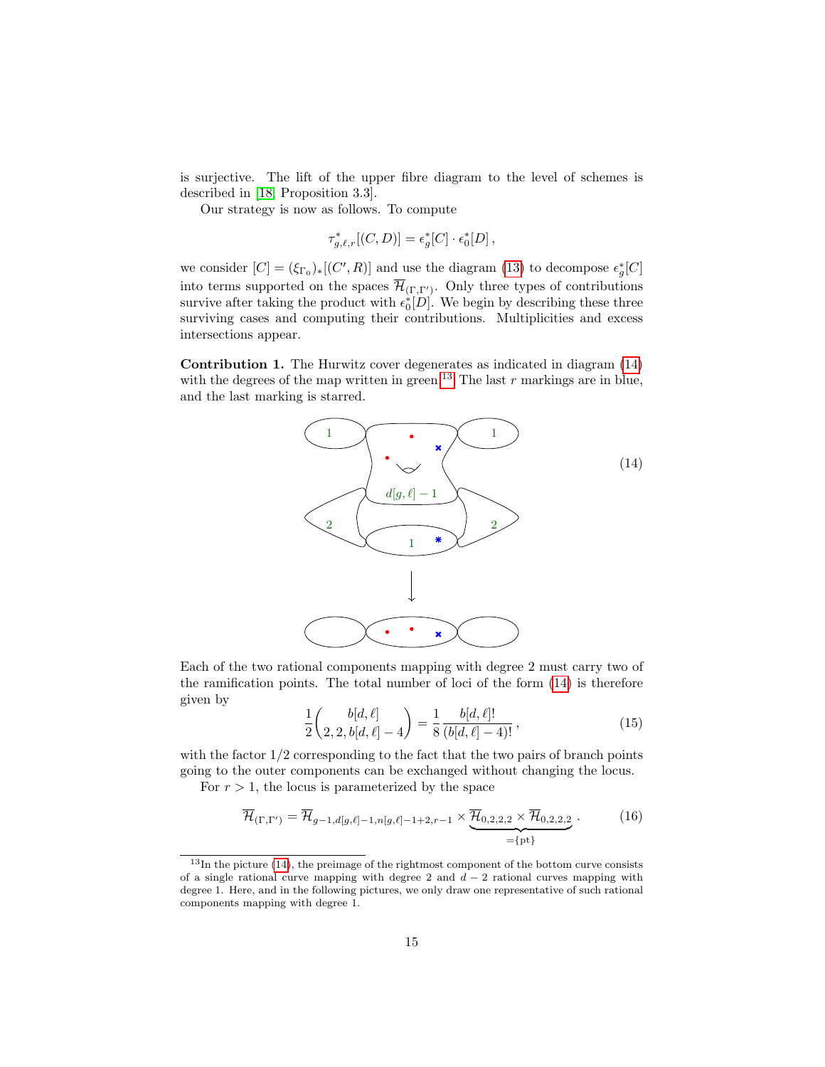is surjective. The lift of the upper fibre diagram to the level of schemes is described in [18, Proposition 3.3].

Our strategy is now as follows. To compute

$$\tau^*_{g,\ell,r}[(C,D)] = \epsilon^*_g[C] \cdot \epsilon^*_0[D]\,,$$

we consider $[C] = (\xi_{\Gamma_0})_*[(C',R)]$ and use the diagram (13) to decompose $\epsilon^*_g[C]$ into terms supported on the spaces $\overline{\mathcal{H}}_{(\Gamma,\Gamma')}$. Only three types of contributions survive after taking the product with $\epsilon^*_0[D]$. We begin by describing these three surviving cases and computing their contributions. Multiplicities and excess intersections appear.

**Contribution 1.** The Hurwitz cover degenerates as indicated in diagram (14) with the degrees of the map written in green.[13] The last $r$ markings are in blue, and the last marking is starred.

$$(14)$$

Each of the two rational components mapping with degree 2 must carry two of the ramification points. The total number of loci of the form (14) is therefore given by

$$\frac{1}{2}\binom{b[d,\ell]}{2,2,b[d,\ell]-4} = \frac{1}{8}\frac{b[d,\ell]!}{(b[d,\ell]-4)!}\,, \tag{15}$$

with the factor 1/2 corresponding to the fact that the two pairs of branch points going to the outer components can be exchanged without changing the locus.

For $r>1$, the locus is parameterized by the space

$$\overline{\mathcal{H}}_{(\Gamma,\Gamma')} = \overline{\mathcal{H}}_{g-1,d[g,\ell]-1,n[g,\ell]-1+2,r-1} \times \underbrace{\overline{\mathcal{H}}_{0,2,2,2} \times \overline{\mathcal{H}}_{0,2,2,2}}_{=\{\mathrm{pt}\}}\,. \tag{16}$$

[13] In the picture (14), the preimage of the rightmost component of the bottom curve consists of a single rational curve mapping with degree 2 and $d-2$ rational curves mapping with degree 1. Here, and in the following pictures, we only draw one representative of such rational components mapping with degree 1.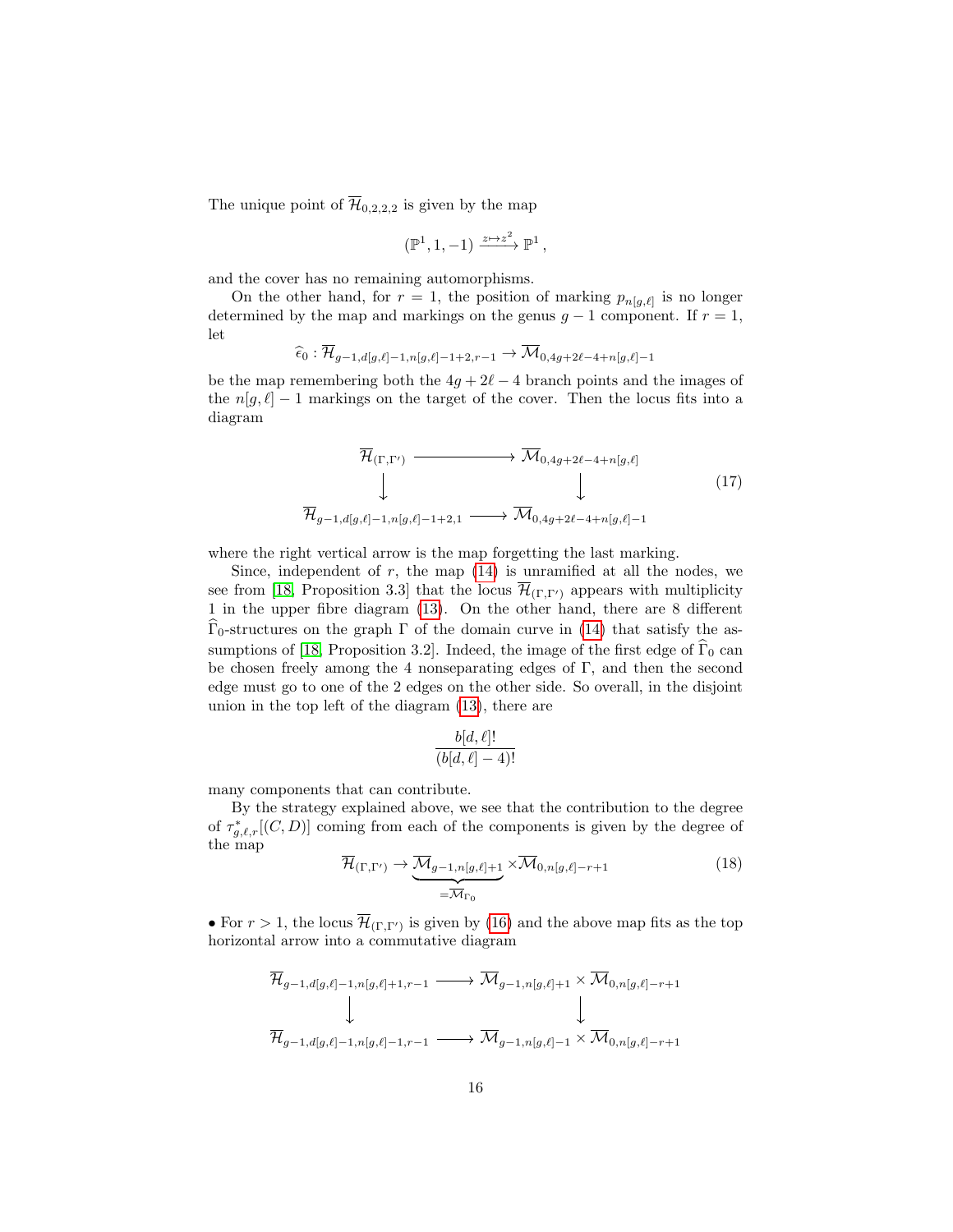The unique point of $\overline{\mathcal{H}}_{0,2,2,2}$ is given by the map

$$(\mathbb{P}^1, 1, -1) \xrightarrow{z \mapsto z^2} \mathbb{P}^1\,,$$

and the cover has no remaining automorphisms.

On the other hand, for $r = 1$, the position of marking $p_{n[g,\ell]}$ is no longer determined by the map and markings on the genus $g-1$ component. If $r = 1$, let

$$\widehat{\epsilon}_0 : \overline{\mathcal{H}}_{g-1,d[g,\ell]-1,n[g,\ell]-1+2,r-1} \to \overline{\mathcal{M}}_{0,4g+2\ell-4+n[g,\ell]-1}$$

be the map remembering both the $4g+2\ell-4$ branch points and the images of the $n[g,\ell]-1$ markings on the target of the cover. Then the locus fits into a diagram

$$\begin{array}{ccc} \overline{\mathcal{H}}_{(\Gamma,\Gamma')} & \longrightarrow & \overline{\mathcal{M}}_{0,4g+2\ell-4+n[g,\ell]} \\ \big\downarrow & & \big\downarrow \\ \overline{\mathcal{H}}_{g-1,d[g,\ell]-1,n[g,\ell]-1+2,1} & \longrightarrow & \overline{\mathcal{M}}_{0,4g+2\ell-4+n[g,\ell]-1} \end{array} \tag{17}$$

where the right vertical arrow is the map forgetting the last marking.

Since, independent of $r$, the map (14) is unramified at all the nodes, we see from [18, Proposition 3.3] that the locus $\overline{\mathcal{H}}_{(\Gamma,\Gamma')}$ appears with multiplicity 1 in the upper fibre diagram (13). On the other hand, there are 8 different $\widehat{\Gamma}_0$-structures on the graph $\Gamma$ of the domain curve in (14) that satisfy the assumptions of [18, Proposition 3.2]. Indeed, the image of the first edge of $\widehat{\Gamma}_0$ can be chosen freely among the 4 nonseparating edges of $\Gamma$, and then the second edge must go to one of the 2 edges on the other side. So overall, in the disjoint union in the top left of the diagram (13), there are

$$\frac{b[d,\ell]!}{(b[d,\ell]-4)!}$$

many components that can contribute.

By the strategy explained above, we see that the contribution to the degree of $\tau_{g,\ell,r}^*[(C,D)]$ coming from each of the components is given by the degree of the map

$$\overline{\mathcal{H}}_{(\Gamma,\Gamma')} \to \underbrace{\overline{\mathcal{M}}_{g-1,n[g,\ell]+1}}_{=\overline{\mathcal{M}}_{\Gamma_0}} \times \overline{\mathcal{M}}_{0,n[g,\ell]-r+1} \tag{18}$$

• For $r > 1$, the locus $\overline{\mathcal{H}}_{(\Gamma,\Gamma')}$ is given by (16) and the above map fits as the top horizontal arrow into a commutative diagram

$$\begin{array}{ccc} \overline{\mathcal{H}}_{g-1,d[g,\ell]-1,n[g,\ell]+1,r-1} & \longrightarrow & \overline{\mathcal{M}}_{g-1,n[g,\ell]+1} \times \overline{\mathcal{M}}_{0,n[g,\ell]-r+1} \\ \big\downarrow & & \big\downarrow \\ \overline{\mathcal{H}}_{g-1,d[g,\ell]-1,n[g,\ell]-1,r-1} & \longrightarrow & \overline{\mathcal{M}}_{g-1,n[g,\ell]-1} \times \overline{\mathcal{M}}_{0,n[g,\ell]-r+1} \end{array}$$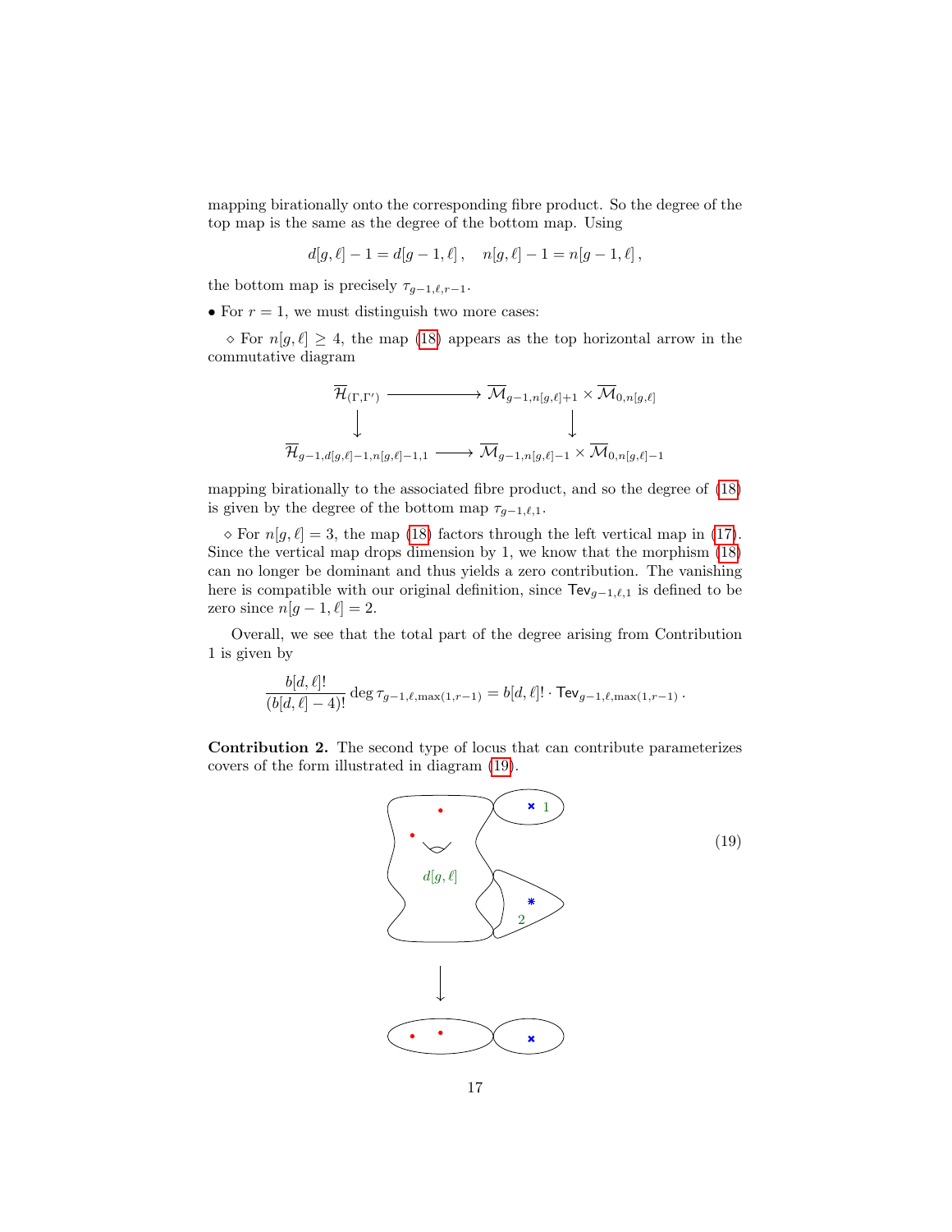mapping birationally onto the corresponding fibre product. So the degree of the top map is the same as the degree of the bottom map. Using

$$d[g,\ell]-1 = d[g-1,\ell]\,, \quad n[g,\ell]-1 = n[g-1,\ell]\,,$$

the bottom map is precisely $\tau_{g-1,\ell,r-1}$.

• For $r=1$, we must distinguish two more cases:

⋄ For $n[g,\ell] \geq 4$, the map (18) appears as the top horizontal arrow in the commutative diagram

$$\begin{array}{ccc}
\overline{\mathcal{H}}_{(\Gamma,\Gamma')} & \longrightarrow & \overline{\mathcal{M}}_{g-1,n[g,\ell]+1} \times \overline{\mathcal{M}}_{0,n[g,\ell]} \\
\downarrow & & \downarrow \\
\overline{\mathcal{H}}_{g-1,d[g,\ell]-1,n[g,\ell]-1,1} & \longrightarrow & \overline{\mathcal{M}}_{g-1,n[g,\ell]-1} \times \overline{\mathcal{M}}_{0,n[g,\ell]-1}
\end{array}$$

mapping birationally to the associated fibre product, and so the degree of (18) is given by the degree of the bottom map $\tau_{g-1,\ell,1}$.

⋄ For $n[g,\ell]=3$, the map (18) factors through the left vertical map in (17). Since the vertical map drops dimension by 1, we know that the morphism (18) can no longer be dominant and thus yields a zero contribution. The vanishing here is compatible with our original definition, since $\mathsf{Tev}_{g-1,\ell,1}$ is defined to be zero since $n[g-1,\ell]=2$.

Overall, we see that the total part of the degree arising from Contribution 1 is given by

$$\frac{b[d,\ell]!}{(b[d,\ell]-4)!} \deg \tau_{g-1,\ell,\max(1,r-1)} = b[d,\ell]! \cdot \mathsf{Tev}_{g-1,\ell,\max(1,r-1)}\,.$$

**Contribution 2.** The second type of locus that can contribute parameterizes covers of the form illustrated in diagram (19).

(19)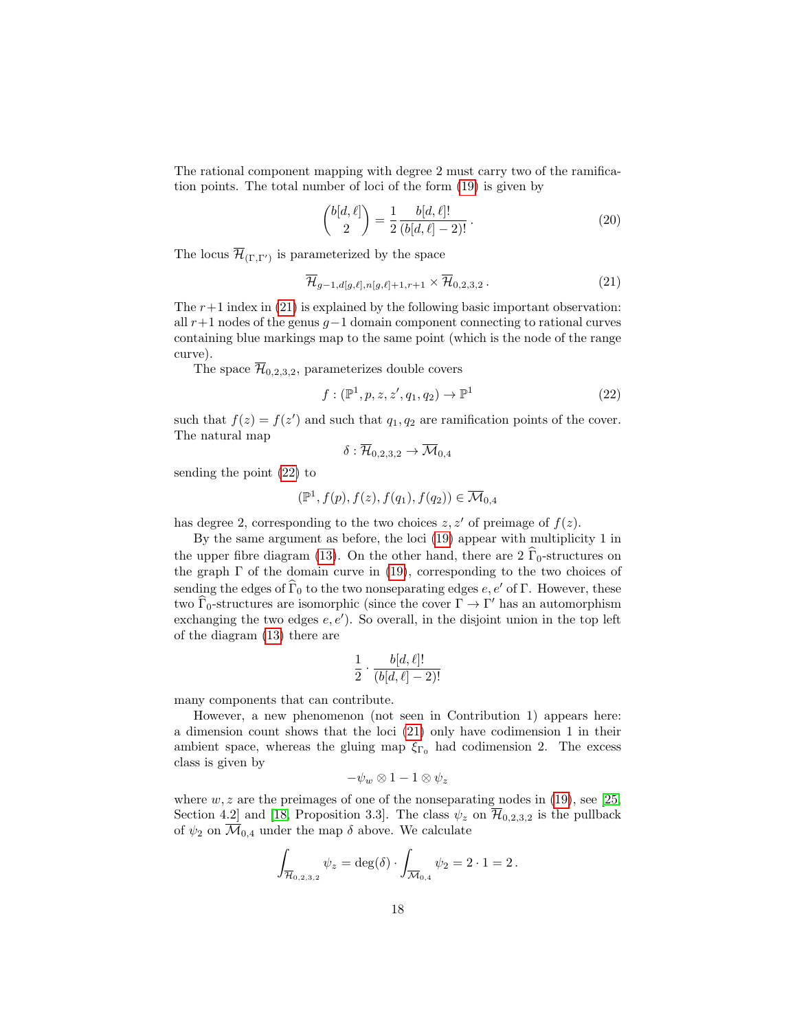The rational component mapping with degree 2 must carry two of the ramification points. The total number of loci of the form (19) is given by

$$\binom{b[d,\ell]}{2} = \frac{1}{2}\frac{b[d,\ell]!}{(b[d,\ell]-2)!}\,. \tag{20}$$

The locus $\overline{\mathcal{H}}_{(\Gamma,\Gamma')}$ is parameterized by the space

$$\overline{\mathcal{H}}_{g-1,d[g,\ell],n[g,\ell]+1,r+1} \times \overline{\mathcal{H}}_{0,2,3,2}\,. \tag{21}$$

The $r+1$ index in (21) is explained by the following basic important observation: all $r+1$ nodes of the genus $g-1$ domain component connecting to rational curves containing blue markings map to the same point (which is the node of the range curve).

The space $\overline{\mathcal{H}}_{0,2,3,2}$, parameterizes double covers

$$f : (\mathbb{P}^1, p, z, z', q_1, q_2) \to \mathbb{P}^1 \tag{22}$$

such that $f(z) = f(z')$ and such that $q_1, q_2$ are ramification points of the cover. The natural map

$$\delta : \overline{\mathcal{H}}_{0,2,3,2} \to \overline{\mathcal{M}}_{0,4}$$

sending the point (22) to

$$(\mathbb{P}^1, f(p), f(z), f(q_1), f(q_2)) \in \overline{\mathcal{M}}_{0,4}$$

has degree 2, corresponding to the two choices $z, z'$ of preimage of $f(z)$.

By the same argument as before, the loci (19) appear with multiplicity 1 in the upper fibre diagram (13). On the other hand, there are 2 $\widehat{\Gamma}_0$-structures on the graph $\Gamma$ of the domain curve in (19), corresponding to the two choices of sending the edges of $\widehat{\Gamma}_0$ to the two nonseparating edges $e, e'$ of $\Gamma$. However, these two $\widehat{\Gamma}_0$-structures are isomorphic (since the cover $\Gamma \to \Gamma'$ has an automorphism exchanging the two edges $e, e'$). So overall, in the disjoint union in the top left of the diagram (13) there are

$$\frac{1}{2} \cdot \frac{b[d,\ell]!}{(b[d,\ell]-2)!}$$

many components that can contribute.

However, a new phenomenon (not seen in Contribution 1) appears here: a dimension count shows that the loci (21) only have codimension 1 in their ambient space, whereas the gluing map $\xi_{\Gamma_0}$ had codimension 2. The excess class is given by

$$-\psi_w \otimes 1 - 1 \otimes \psi_z$$

where $w, z$ are the preimages of one of the nonseparating nodes in (19), see [25, Section 4.2] and [18, Proposition 3.3]. The class $\psi_z$ on $\overline{\mathcal{H}}_{0,2,3,2}$ is the pullback of $\psi_2$ on $\overline{\mathcal{M}}_{0,4}$ under the map $\delta$ above. We calculate

$$\int_{\overline{\mathcal{H}}_{0,2,3,2}} \psi_z = \deg(\delta) \cdot \int_{\overline{\mathcal{M}}_{0,4}} \psi_2 = 2 \cdot 1 = 2\,.$$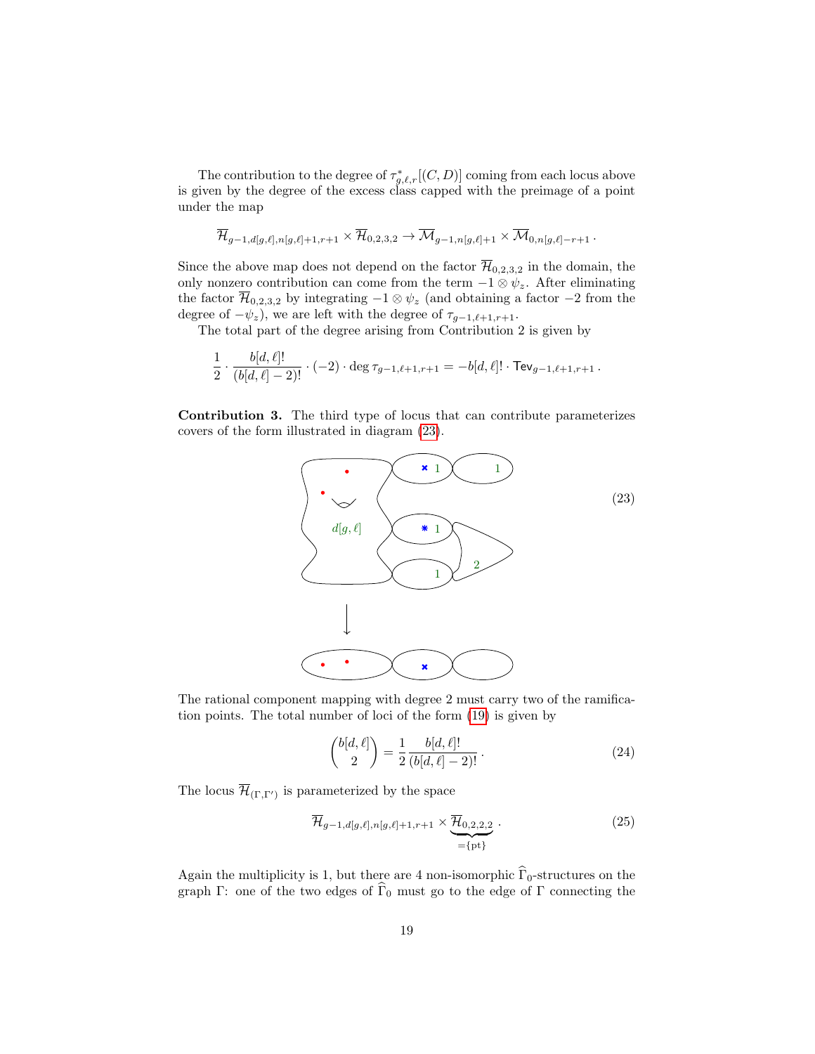The contribution to the degree of $\tau^*_{g,\ell,r}[(C,D)]$ coming from each locus above is given by the degree of the excess class capped with the preimage of a point under the map

$$\overline{\mathcal{H}}_{g-1,d[g,\ell],n[g,\ell]+1,r+1} \times \overline{\mathcal{H}}_{0,2,3,2} \to \overline{\mathcal{M}}_{g-1,n[g,\ell]+1} \times \overline{\mathcal{M}}_{0,n[g,\ell]-r+1}\,.$$

Since the above map does not depend on the factor $\overline{\mathcal{H}}_{0,2,3,2}$ in the domain, the only nonzero contribution can come from the term $-1 \otimes \psi_z$. After eliminating the factor $\overline{\mathcal{H}}_{0,2,3,2}$ by integrating $-1 \otimes \psi_z$ (and obtaining a factor $-2$ from the degree of $-\psi_z$), we are left with the degree of $\tau_{g-1,\ell+1,r+1}$.

The total part of the degree arising from Contribution 2 is given by

$$\frac{1}{2} \cdot \frac{b[d,\ell]!}{(b[d,\ell]-2)!} \cdot (-2) \cdot \deg \tau_{g-1,\ell+1,r+1} = -b[d,\ell]! \cdot \mathsf{Tev}_{g-1,\ell+1,r+1}\,.$$

**Contribution 3.** The third type of locus that can contribute parameterizes covers of the form illustrated in diagram (23).

(23)

The rational component mapping with degree 2 must carry two of the ramification points. The total number of loci of the form (19) is given by

$$\binom{b[d,\ell]}{2} = \frac{1}{2}\frac{b[d,\ell]!}{(b[d,\ell]-2)!}\,. \tag{24}$$

The locus $\overline{\mathcal{H}}_{(\Gamma,\Gamma')}$ is parameterized by the space

$$\overline{\mathcal{H}}_{g-1,d[g,\ell],n[g,\ell]+1,r+1} \times \underbrace{\overline{\mathcal{H}}_{0,2,2,2}}_{=\{\mathrm{pt}\}}\,. \tag{25}$$

Again the multiplicity is 1, but there are 4 non-isomorphic $\widehat{\Gamma}_0$-structures on the graph $\Gamma$: one of the two edges of $\widehat{\Gamma}_0$ must go to the edge of $\Gamma$ connecting the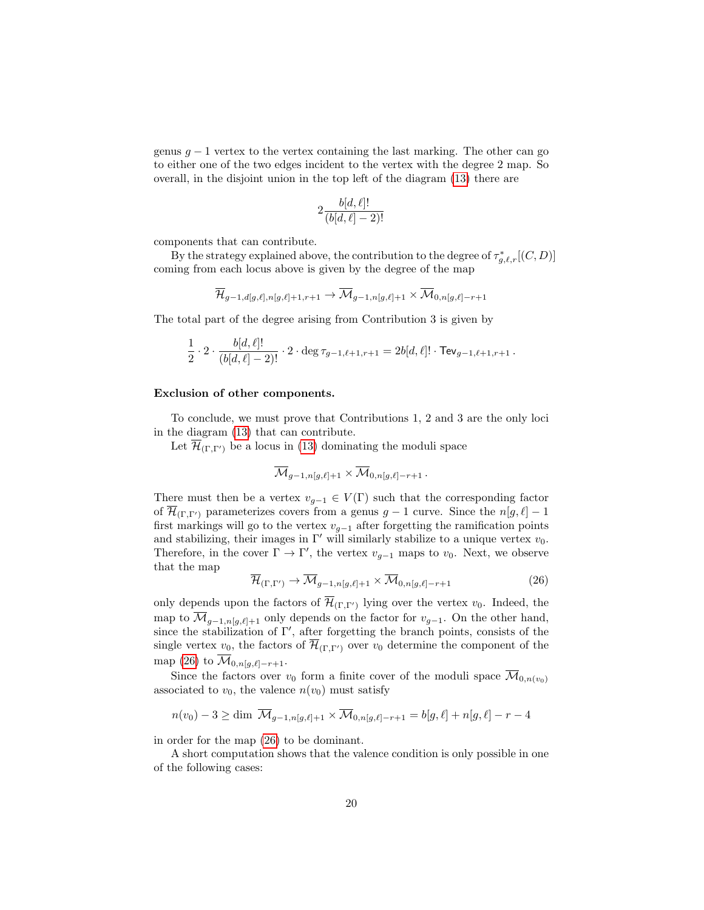genus $g-1$ vertex to the vertex containing the last marking. The other can go to either one of the two edges incident to the vertex with the degree 2 map. So overall, in the disjoint union in the top left of the diagram (13) there are

$$2\frac{b[d,\ell]!}{(b[d,\ell]-2)!}$$

components that can contribute.

By the strategy explained above, the contribution to the degree of $\tau^*_{g,\ell,r}[(C,D)]$ coming from each locus above is given by the degree of the map

$$\overline{\mathcal{H}}_{g-1,d[g,\ell],n[g,\ell]+1,r+1} \to \overline{\mathcal{M}}_{g-1,n[g,\ell]+1} \times \overline{\mathcal{M}}_{0,n[g,\ell]-r+1}$$

The total part of the degree arising from Contribution 3 is given by

$$\frac{1}{2} \cdot 2 \cdot \frac{b[d,\ell]!}{(b[d,\ell]-2)!} \cdot 2 \cdot \deg \tau_{g-1,\ell+1,r+1} = 2b[d,\ell]! \cdot \mathsf{Tev}_{g-1,\ell+1,r+1}\,.$$

**Exclusion of other components.**

To conclude, we must prove that Contributions 1, 2 and 3 are the only loci in the diagram (13) that can contribute.

Let $\overline{\mathcal{H}}_{(\Gamma,\Gamma')}$ be a locus in (13) dominating the moduli space

$$\overline{\mathcal{M}}_{g-1,n[g,\ell]+1} \times \overline{\mathcal{M}}_{0,n[g,\ell]-r+1}\,.$$

There must then be a vertex $v_{g-1} \in V(\Gamma)$ such that the corresponding factor of $\overline{\mathcal{H}}_{(\Gamma,\Gamma')}$ parameterizes covers from a genus $g-1$ curve. Since the $n[g,\ell]-1$ first markings will go to the vertex $v_{g-1}$ after forgetting the ramification points and stabilizing, their images in $\Gamma'$ will similarly stabilize to a unique vertex $v_0$. Therefore, in the cover $\Gamma \to \Gamma'$, the vertex $v_{g-1}$ maps to $v_0$. Next, we observe that the map

$$\overline{\mathcal{H}}_{(\Gamma,\Gamma')} \to \overline{\mathcal{M}}_{g-1,n[g,\ell]+1} \times \overline{\mathcal{M}}_{0,n[g,\ell]-r+1} \tag{26}$$

only depends upon the factors of $\overline{\mathcal{H}}_{(\Gamma,\Gamma')}$ lying over the vertex $v_0$. Indeed, the map to $\overline{\mathcal{M}}_{g-1,n[g,\ell]+1}$ only depends on the factor for $v_{g-1}$. On the other hand, since the stabilization of $\Gamma'$, after forgetting the branch points, consists of the single vertex $v_0$, the factors of $\overline{\mathcal{H}}_{(\Gamma,\Gamma')}$ over $v_0$ determine the component of the map (26) to $\overline{\mathcal{M}}_{0,n[g,\ell]-r+1}$.

Since the factors over $v_0$ form a finite cover of the moduli space $\overline{\mathcal{M}}_{0,n(v_0)}$ associated to $v_0$, the valence $n(v_0)$ must satisfy

$$n(v_0) - 3 \geq \dim\, \overline{\mathcal{M}}_{g-1,n[g,\ell]+1} \times \overline{\mathcal{M}}_{0,n[g,\ell]-r+1} = b[g,\ell] + n[g,\ell] - r - 4$$

in order for the map (26) to be dominant.

A short computation shows that the valence condition is only possible in one of the following cases: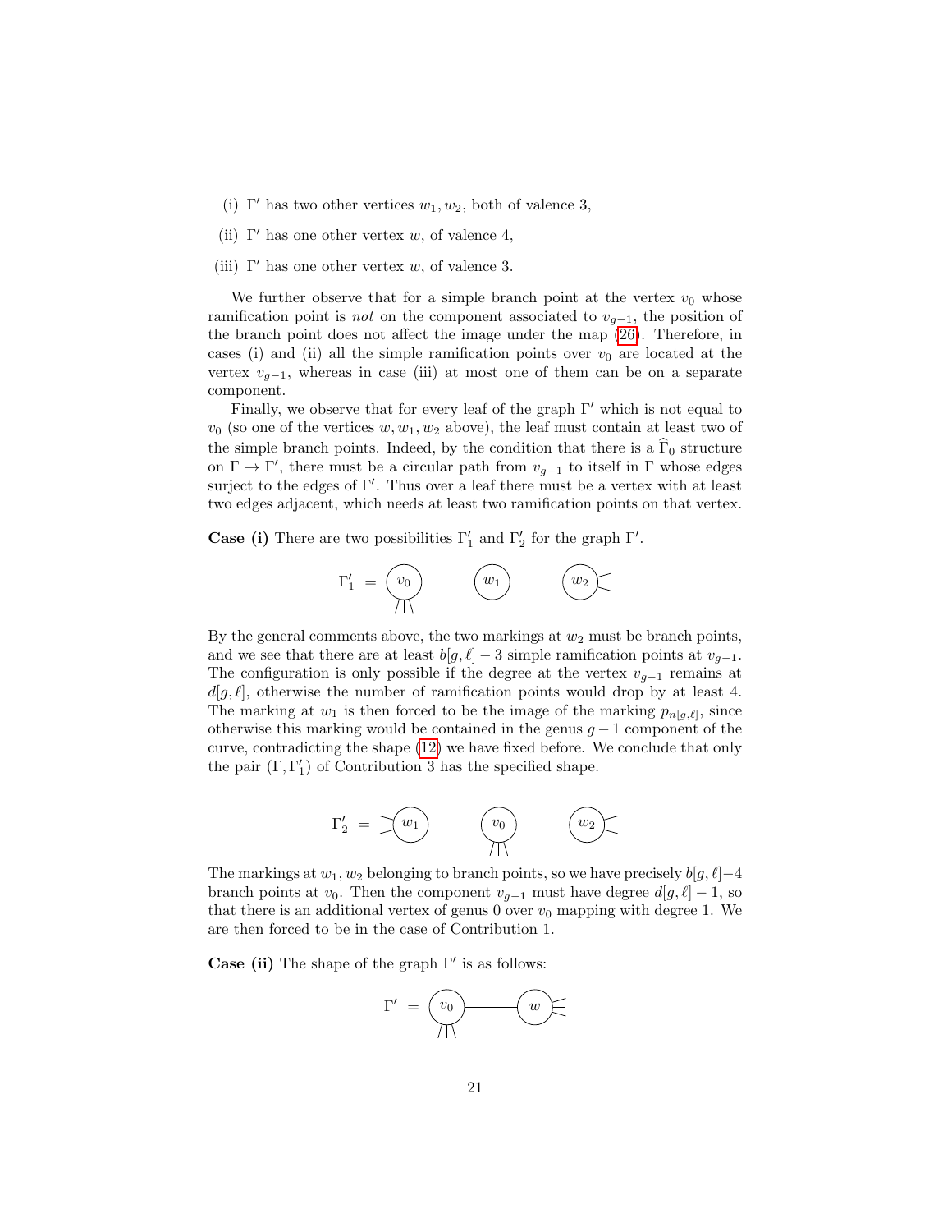(i) $\Gamma'$ has two other vertices $w_1, w_2$, both of valence 3,

(ii) $\Gamma'$ has one other vertex $w$, of valence 4,

(iii) $\Gamma'$ has one other vertex $w$, of valence 3.

We further observe that for a simple branch point at the vertex $v_0$ whose ramification point is *not* on the component associated to $v_{g-1}$, the position of the branch point does not affect the image under the map (26). Therefore, in cases (i) and (ii) all the simple ramification points over $v_0$ are located at the vertex $v_{g-1}$, whereas in case (iii) at most one of them can be on a separate component.

Finally, we observe that for every leaf of the graph $\Gamma'$ which is not equal to $v_0$ (so one of the vertices $w, w_1, w_2$ above), the leaf must contain at least two of the simple branch points. Indeed, by the condition that there is a $\widehat{\Gamma}_0$ structure on $\Gamma \to \Gamma'$, there must be a circular path from $v_{g-1}$ to itself in $\Gamma$ whose edges surject to the edges of $\Gamma'$. Thus over a leaf there must be a vertex with at least two edges adjacent, which needs at least two ramification points on that vertex.

**Case (i)** There are two possibilities $\Gamma'_1$ and $\Gamma'_2$ for the graph $\Gamma'$.

$$\Gamma'_1 = (v_0) \text{———} (w_1) \text{———} (w_2)$$

By the general comments above, the two markings at $w_2$ must be branch points, and we see that there are at least $b[g, \ell] - 3$ simple ramification points at $v_{g-1}$. The configuration is only possible if the degree at the vertex $v_{g-1}$ remains at $d[g, \ell]$, otherwise the number of ramification points would drop by at least 4. The marking at $w_1$ is then forced to be the image of the marking $p_{n[g,\ell]}$, since otherwise this marking would be contained in the genus $g - 1$ component of the curve, contradicting the shape (12) we have fixed before. We conclude that only the pair $(\Gamma, \Gamma'_1)$ of Contribution 3 has the specified shape.

$$\Gamma'_2 = (w_1) \text{———} (v_0) \text{———} (w_2)$$

The markings at $w_1, w_2$ belonging to branch points, so we have precisely $b[g, \ell]-4$ branch points at $v_0$. Then the component $v_{g-1}$ must have degree $d[g, \ell] - 1$, so that there is an additional vertex of genus 0 over $v_0$ mapping with degree 1. We are then forced to be in the case of Contribution 1.

**Case (ii)** The shape of the graph $\Gamma'$ is as follows:

$$\Gamma' = (v_0) \text{———} (w)$$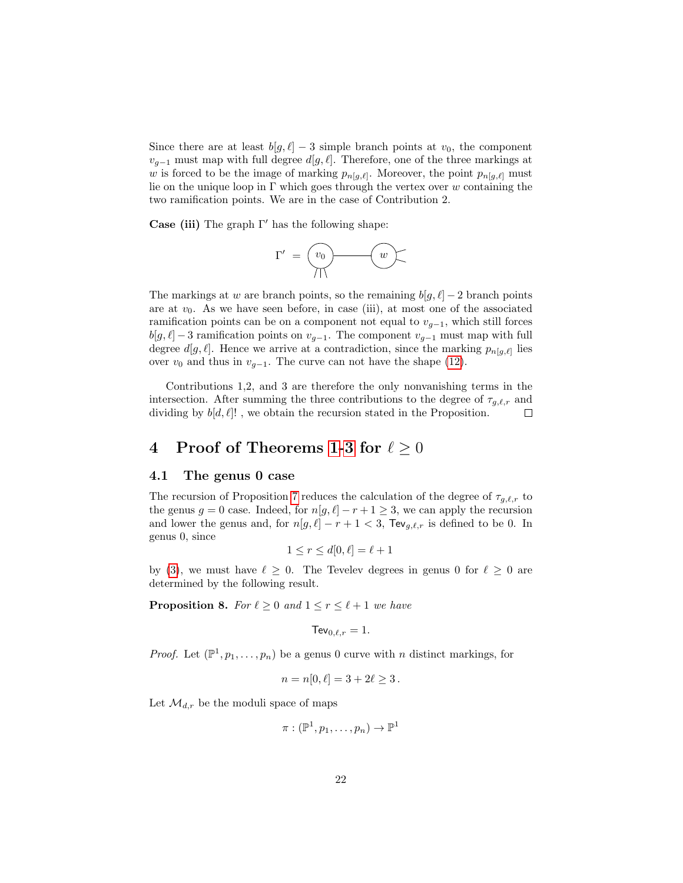Since there are at least $b[g, \ell] - 3$ simple branch points at $v_0$, the component $v_{g-1}$ must map with full degree $d[g, \ell]$. Therefore, one of the three markings at $w$ is forced to be the image of marking $p_{n[g,\ell]}$. Moreover, the point $p_{n[g,\ell]}$ must lie on the unique loop in $\Gamma$ which goes through the vertex over $w$ containing the two ramification points. We are in the case of Contribution 2.

**Case (iii)** The graph $\Gamma'$ has the following shape:

$$\Gamma' \;=\; (v_0) \text{———} (w)$$

The markings at $w$ are branch points, so the remaining $b[g, \ell] - 2$ branch points are at $v_0$. As we have seen before, in case (iii), at most one of the associated ramification points can be on a component not equal to $v_{g-1}$, which still forces $b[g, \ell] - 3$ ramification points on $v_{g-1}$. The component $v_{g-1}$ must map with full degree $d[g, \ell]$. Hence we arrive at a contradiction, since the marking $p_{n[g,\ell]}$ lies over $v_0$ and thus in $v_{g-1}$. The curve can not have the shape (12).

Contributions 1,2, and 3 are therefore the only nonvanishing terms in the intersection. After summing the three contributions to the degree of $\tau_{g,\ell,r}$ and dividing by $b[d, \ell]!$ , we obtain the recursion stated in the Proposition. □

# 4 Proof of Theorems 1-3 for $\ell \geq 0$

## 4.1 The genus 0 case

The recursion of Proposition 7 reduces the calculation of the degree of $\tau_{g,\ell,r}$ to the genus $g = 0$ case. Indeed, for $n[g, \ell] - r + 1 \geq 3$, we can apply the recursion and lower the genus and, for $n[g, \ell] - r + 1 < 3$, $\mathsf{Tev}_{g,\ell,r}$ is defined to be 0. In genus 0, since

$$1 \leq r \leq d[0, \ell] = \ell + 1$$

by (3), we must have $\ell \geq 0$. The Tevelev degrees in genus 0 for $\ell \geq 0$ are determined by the following result.

**Proposition 8.** *For $\ell \geq 0$ and $1 \leq r \leq \ell + 1$ we have*

$$\mathsf{Tev}_{0,\ell,r} = 1.$$

*Proof.* Let $(\mathbb{P}^1, p_1, \ldots, p_n)$ be a genus 0 curve with $n$ distinct markings, for

$$n = n[0, \ell] = 3 + 2\ell \geq 3\,.$$

Let $\mathcal{M}_{d,r}$ be the moduli space of maps

$$\pi : (\mathbb{P}^1, p_1, \ldots, p_n) \to \mathbb{P}^1$$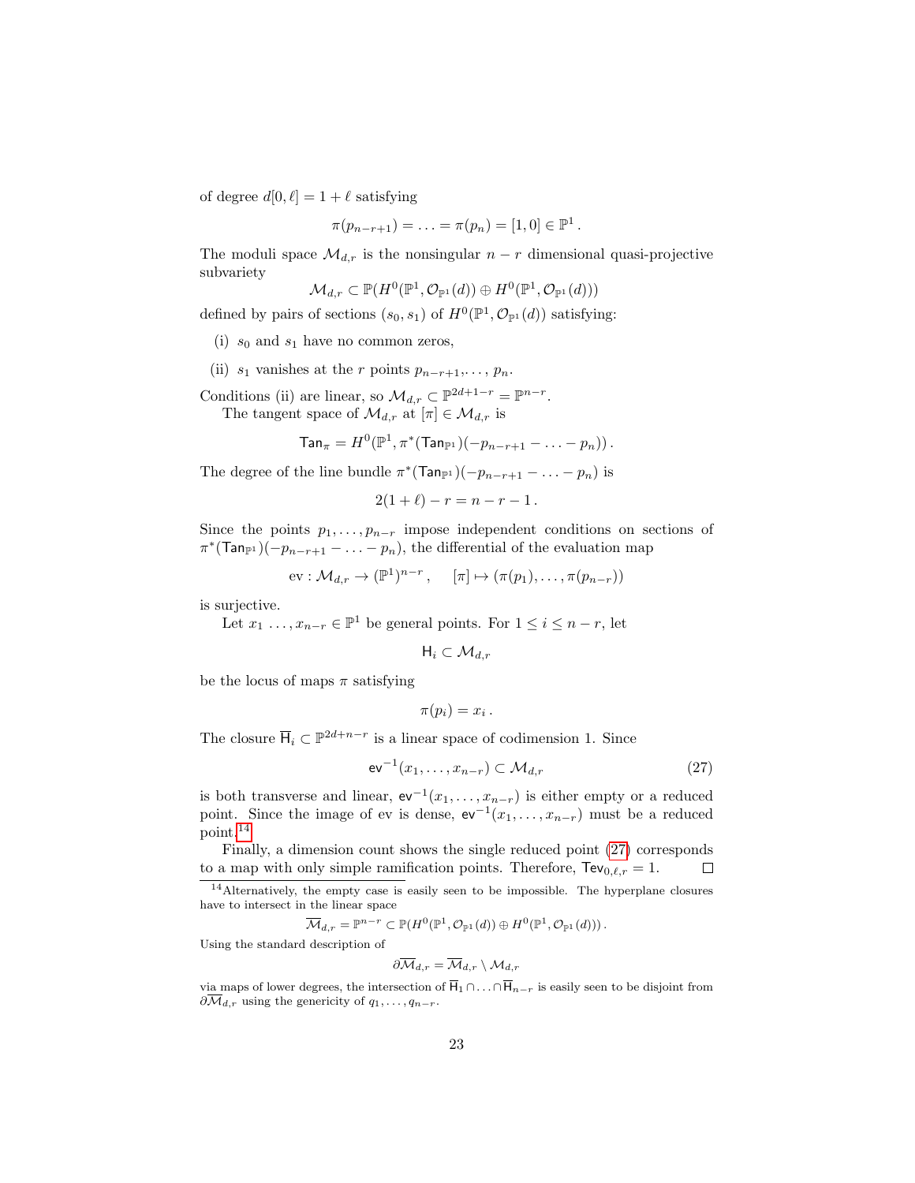of degree $d[0,\ell] = 1 + \ell$ satisfying

$$\pi(p_{n-r+1}) = \ldots = \pi(p_n) = [1,0] \in \mathbb{P}^1 .$$

The moduli space $\mathcal{M}_{d,r}$ is the nonsingular $n-r$ dimensional quasi-projective subvariety

$$\mathcal{M}_{d,r} \subset \mathbb{P}(H^0(\mathbb{P}^1, \mathcal{O}_{\mathbb{P}^1}(d)) \oplus H^0(\mathbb{P}^1, \mathcal{O}_{\mathbb{P}^1}(d)))$$

defined by pairs of sections $(s_0, s_1)$ of $H^0(\mathbb{P}^1, \mathcal{O}_{\mathbb{P}^1}(d))$ satisfying:

(i) $s_0$ and $s_1$ have no common zeros,

(ii) $s_1$ vanishes at the $r$ points $p_{n-r+1}, \ldots, p_n$.

Conditions (ii) are linear, so $\mathcal{M}_{d,r} \subset \mathbb{P}^{2d+1-r} = \mathbb{P}^{n-r}$.

The tangent space of $\mathcal{M}_{d,r}$ at $[\pi] \in \mathcal{M}_{d,r}$ is

$$\mathsf{Tan}_\pi = H^0(\mathbb{P}^1, \pi^*(\mathsf{Tan}_{\mathbb{P}^1})(-p_{n-r+1} - \ldots - p_n)) .$$

The degree of the line bundle $\pi^*(\mathsf{Tan}_{\mathbb{P}^1})(-p_{n-r+1} - \ldots - p_n)$ is

$$2(1+\ell) - r = n - r - 1 .$$

Since the points $p_1, \ldots, p_{n-r}$ impose independent conditions on sections of $\pi^*(\mathsf{Tan}_{\mathbb{P}^1})(-p_{n-r+1} - \ldots - p_n)$, the differential of the evaluation map

$$\mathrm{ev} : \mathcal{M}_{d,r} \to (\mathbb{P}^1)^{n-r} , \quad [\pi] \mapsto (\pi(p_1), \ldots, \pi(p_{n-r}))$$

is surjective.

Let $x_1 \ldots, x_{n-r} \in \mathbb{P}^1$ be general points. For $1 \le i \le n-r$, let

$$\mathsf{H}_i \subset \mathcal{M}_{d,r}$$

be the locus of maps $\pi$ satisfying

$$\pi(p_i) = x_i .$$

The closure $\overline{\mathsf{H}}_i \subset \mathbb{P}^{2d+n-r}$ is a linear space of codimension 1. Since

$$\mathsf{ev}^{-1}(x_1, \ldots, x_{n-r}) \subset \mathcal{M}_{d,r} \tag{27}$$

is both transverse and linear, $\mathsf{ev}^{-1}(x_1, \ldots, x_{n-r})$ is either empty or a reduced point. Since the image of ev is dense, $\mathsf{ev}^{-1}(x_1, \ldots, x_{n-r})$ must be a reduced point.[14]

Finally, a dimension count shows the single reduced point (27) corresponds to a map with only simple ramification points. Therefore, $\mathsf{Tev}_{0,\ell,r} = 1$. $\square$

---

[14] Alternatively, the empty case is easily seen to be impossible. The hyperplane closures have to intersect in the linear space

$$\overline{\mathcal{M}}_{d,r} = \mathbb{P}^{n-r} \subset \mathbb{P}(H^0(\mathbb{P}^1, \mathcal{O}_{\mathbb{P}^1}(d)) \oplus H^0(\mathbb{P}^1, \mathcal{O}_{\mathbb{P}^1}(d))) .$$

Using the standard description of

$$\partial\overline{\mathcal{M}}_{d,r} = \overline{\mathcal{M}}_{d,r} \setminus \mathcal{M}_{d,r}$$

via maps of lower degrees, the intersection of $\overline{\mathsf{H}}_1 \cap \ldots \cap \overline{\mathsf{H}}_{n-r}$ is easily seen to be disjoint from $\partial\overline{\mathcal{M}}_{d,r}$ using the genericity of $q_1, \ldots, q_{n-r}$.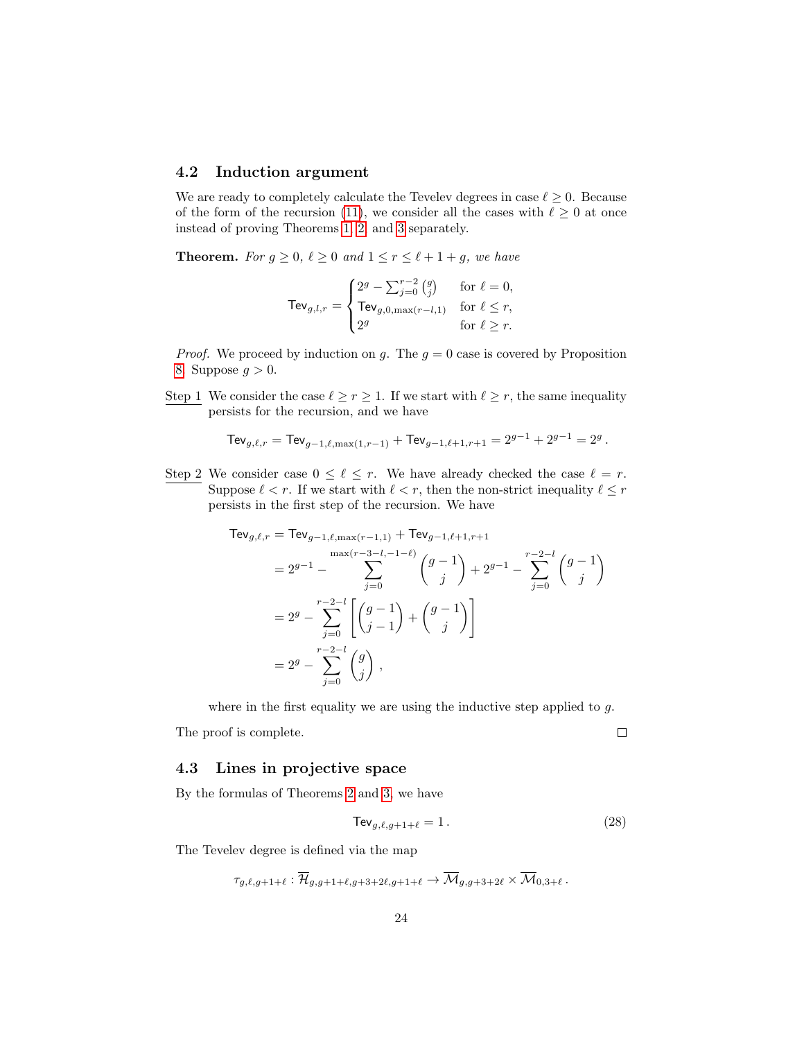## 4.2 Induction argument

We are ready to completely calculate the Tevelev degrees in case $\ell \geq 0$. Because of the form of the recursion (11), we consider all the cases with $\ell \geq 0$ at once instead of proving Theorems 1, 2, and 3 separately.

**Theorem.** *For $g \geq 0$, $\ell \geq 0$ and $1 \leq r \leq \ell + 1 + g$, we have*

$$\mathsf{Tev}_{g,l,r} = \begin{cases} 2^g - \sum_{j=0}^{r-2} \binom{g}{j} & \text{for } \ell = 0, \\ \mathsf{Tev}_{g,0,\max(r-l,1)} & \text{for } \ell \leq r, \\ 2^g & \text{for } \ell \geq r. \end{cases}$$

*Proof.* We proceed by induction on $g$. The $g = 0$ case is covered by Proposition 8. Suppose $g > 0$.

Step 1 We consider the case $\ell \geq r \geq 1$. If we start with $\ell \geq r$, the same inequality persists for the recursion, and we have

$$\mathsf{Tev}_{g,\ell,r} = \mathsf{Tev}_{g-1,\ell,\max(1,r-1)} + \mathsf{Tev}_{g-1,\ell+1,r+1} = 2^{g-1} + 2^{g-1} = 2^g \,.$$

Step 2 We consider case $0 \leq \ell \leq r$. We have already checked the case $\ell = r$. Suppose $\ell < r$. If we start with $\ell < r$, then the non-strict inequality $\ell \leq r$ persists in the first step of the recursion. We have

$$\begin{aligned} \mathsf{Tev}_{g,\ell,r} &= \mathsf{Tev}_{g-1,\ell,\max(r-1,1)} + \mathsf{Tev}_{g-1,\ell+1,r+1} \\ &= 2^{g-1} - \sum_{j=0}^{\max(r-3-l,-1-\ell)} \binom{g-1}{j} + 2^{g-1} - \sum_{j=0}^{r-2-l} \binom{g-1}{j} \\ &= 2^g - \sum_{j=0}^{r-2-l} \left[ \binom{g-1}{j-1} + \binom{g-1}{j} \right] \\ &= 2^g - \sum_{j=0}^{r-2-l} \binom{g}{j} \,, \end{aligned}$$

where in the first equality we are using the inductive step applied to $g$.

The proof is complete. □

## 4.3 Lines in projective space

By the formulas of Theorems 2 and 3, we have

$$\mathsf{Tev}_{g,\ell,g+1+\ell} = 1 \,. \tag{28}$$

The Tevelev degree is defined via the map

$$\tau_{g,\ell,g+1+\ell} : \overline{\mathcal{H}}_{g,g+1+\ell,g+3+2\ell,g+1+\ell} \to \overline{\mathcal{M}}_{g,g+3+2\ell} \times \overline{\mathcal{M}}_{0,3+\ell} \,.$$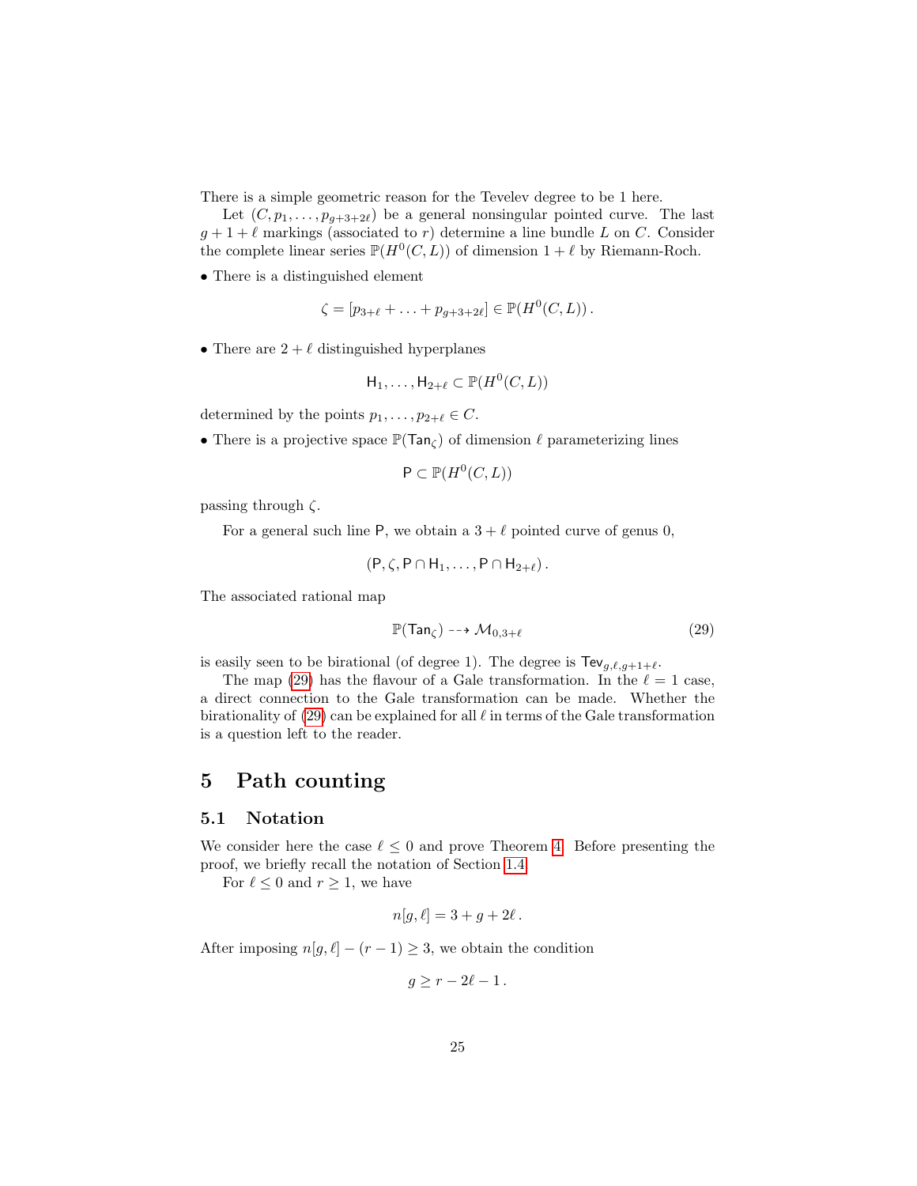There is a simple geometric reason for the Tevelev degree to be 1 here.

Let $(C, p_1, \ldots, p_{g+3+2\ell})$ be a general nonsingular pointed curve. The last $g+1+\ell$ markings (associated to $r$) determine a line bundle $L$ on $C$. Consider the complete linear series $\mathbb{P}(H^0(C,L))$ of dimension $1+\ell$ by Riemann-Roch.

- There is a distinguished element

$$\zeta = [p_{3+\ell} + \ldots + p_{g+3+2\ell}] \in \mathbb{P}(H^0(C,L)) \,.$$

- There are $2+\ell$ distinguished hyperplanes

$$\mathsf{H}_1, \ldots, \mathsf{H}_{2+\ell} \subset \mathbb{P}(H^0(C,L))$$

determined by the points $p_1, \ldots, p_{2+\ell} \in C$.

- There is a projective space $\mathbb{P}(\mathsf{Tan}_\zeta)$ of dimension $\ell$ parameterizing lines

$$\mathsf{P} \subset \mathbb{P}(H^0(C,L))$$

passing through $\zeta$.

For a general such line $\mathsf{P}$, we obtain a $3+\ell$ pointed curve of genus 0,

$$(\mathsf{P}, \zeta, \mathsf{P} \cap \mathsf{H}_1, \ldots, \mathsf{P} \cap \mathsf{H}_{2+\ell}) \,.$$

The associated rational map

$$\mathbb{P}(\mathsf{Tan}_\zeta) \dashrightarrow \mathcal{M}_{0,3+\ell} \tag{29}$$

is easily seen to be birational (of degree 1). The degree is $\mathsf{Tev}_{g,\ell,g+1+\ell}$.

The map (29) has the flavour of a Gale transformation. In the $\ell = 1$ case, a direct connection to the Gale transformation can be made. Whether the birationality of (29) can be explained for all $\ell$ in terms of the Gale transformation is a question left to the reader.

# 5 Path counting

## 5.1 Notation

We consider here the case $\ell \leq 0$ and prove Theorem 4. Before presenting the proof, we briefly recall the notation of Section 1.4.

For $\ell \leq 0$ and $r \geq 1$, we have

$$n[g,\ell] = 3 + g + 2\ell \,.$$

After imposing $n[g,\ell] - (r-1) \geq 3$, we obtain the condition

$$g \geq r - 2\ell - 1 \,.$$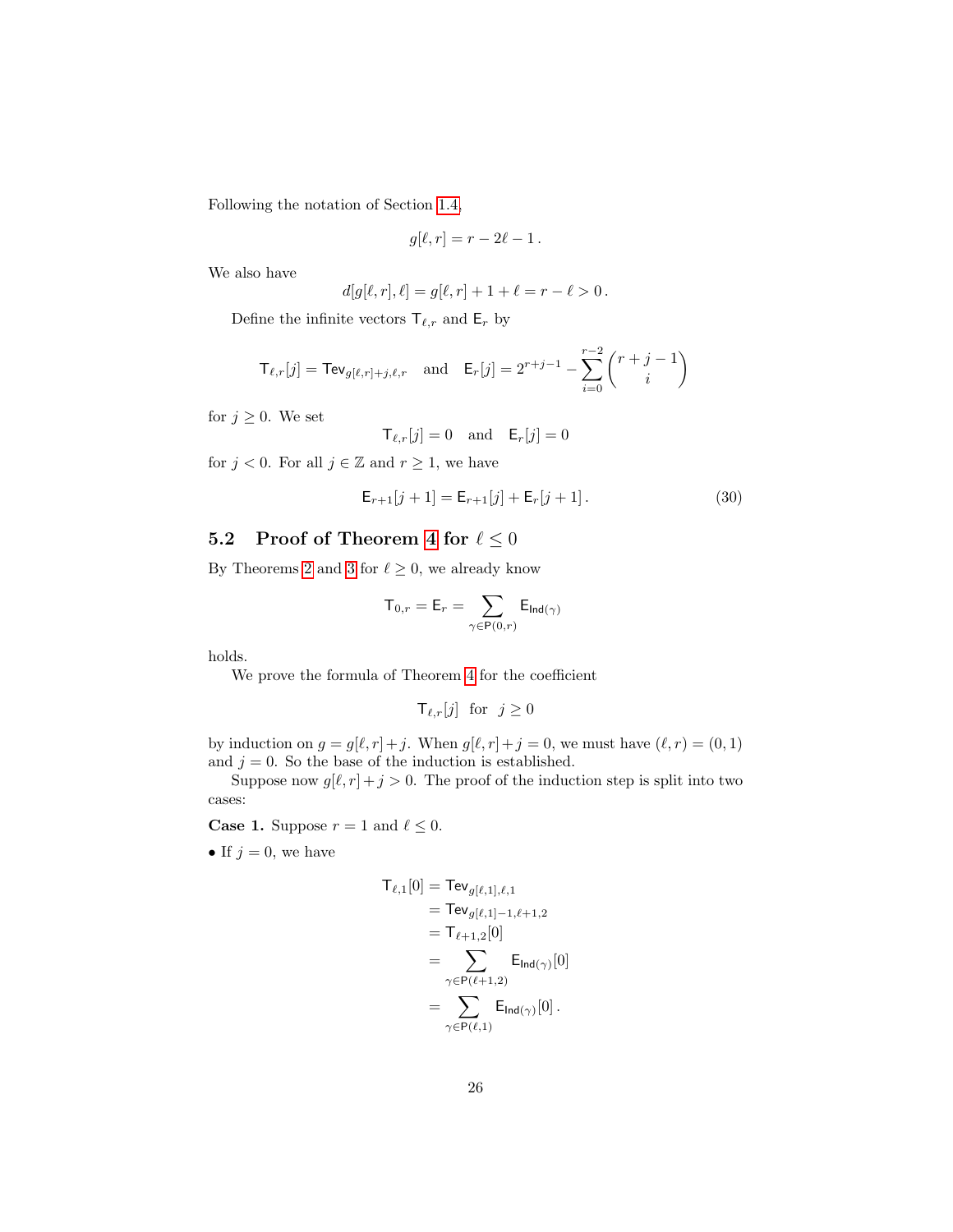Following the notation of Section 1.4,

$$g[\ell, r] = r - 2\ell - 1\,.$$

We also have

$$d[g[\ell, r], \ell] = g[\ell, r] + 1 + \ell = r - \ell > 0\,.$$

Define the infinite vectors $\mathsf{T}_{\ell,r}$ and $\mathsf{E}_r$ by

$$\mathsf{T}_{\ell,r}[j] = \mathsf{Tev}_{g[\ell,r]+j,\ell,r} \quad \text{and} \quad \mathsf{E}_r[j] = 2^{r+j-1} - \sum_{i=0}^{r-2} \binom{r+j-1}{i}$$

for $j \geq 0$. We set

$$\mathsf{T}_{\ell,r}[j] = 0 \quad \text{and} \quad \mathsf{E}_r[j] = 0$$

for $j < 0$. For all $j \in \mathbb{Z}$ and $r \geq 1$, we have

$$\mathsf{E}_{r+1}[j+1] = \mathsf{E}_{r+1}[j] + \mathsf{E}_r[j+1]\,. \tag{30}$$

## 5.2 Proof of Theorem 4 for $\ell \leq 0$

By Theorems 2 and 3 for $\ell \geq 0$, we already know

$$\mathsf{T}_{0,r} = \mathsf{E}_r = \sum_{\gamma \in \mathsf{P}(0,r)} \mathsf{E}_{\mathsf{Ind}(\gamma)}$$

holds.

We prove the formula of Theorem 4 for the coefficient

$$\mathsf{T}_{\ell,r}[j] \;\; \text{for} \;\; j \geq 0$$

by induction on $g = g[\ell, r] + j$. When $g[\ell, r] + j = 0$, we must have $(\ell, r) = (0, 1)$ and $j = 0$. So the base of the induction is established.

Suppose now $g[\ell, r] + j > 0$. The proof of the induction step is split into two cases:

**Case 1.** Suppose $r = 1$ and $\ell \leq 0$.

• If $j = 0$, we have

$$\begin{aligned}
\mathsf{T}_{\ell,1}[0] &= \mathsf{Tev}_{g[\ell,1],\ell,1} \\
&= \mathsf{Tev}_{g[\ell,1]-1,\ell+1,2} \\
&= \mathsf{T}_{\ell+1,2}[0] \\
&= \sum_{\gamma \in \mathsf{P}(\ell+1,2)} \mathsf{E}_{\mathsf{Ind}(\gamma)}[0] \\
&= \sum_{\gamma \in \mathsf{P}(\ell,1)} \mathsf{E}_{\mathsf{Ind}(\gamma)}[0]\,.
\end{aligned}$$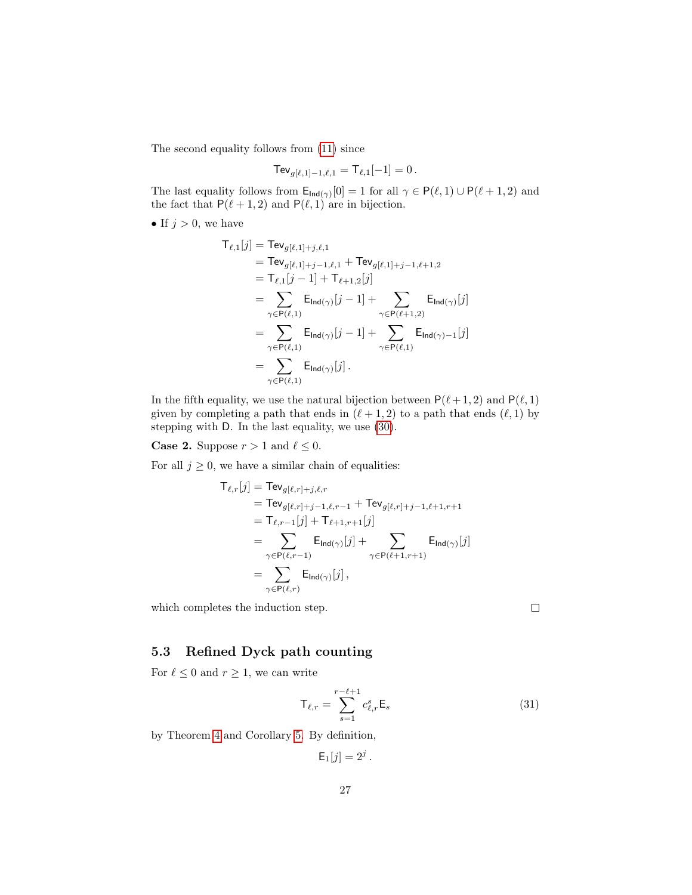The second equality follows from (11) since

$$\mathsf{Tev}_{g[\ell,1]-1,\ell,1} = \mathsf{T}_{\ell,1}[-1] = 0\,.$$

The last equality follows from $\mathsf{E}_{\mathsf{Ind}(\gamma)}[0] = 1$ for all $\gamma \in \mathsf{P}(\ell,1) \cup \mathsf{P}(\ell+1,2)$ and the fact that $\mathsf{P}(\ell+1,2)$ and $\mathsf{P}(\ell,1)$ are in bijection.

- If $j > 0$, we have

$$\begin{aligned}
\mathsf{T}_{\ell,1}[j] &= \mathsf{Tev}_{g[\ell,1]+j,\ell,1} \\
&= \mathsf{Tev}_{g[\ell,1]+j-1,\ell,1} + \mathsf{Tev}_{g[\ell,1]+j-1,\ell+1,2} \\
&= \mathsf{T}_{\ell,1}[j-1] + \mathsf{T}_{\ell+1,2}[j] \\
&= \sum_{\gamma \in \mathsf{P}(\ell,1)} \mathsf{E}_{\mathsf{Ind}(\gamma)}[j-1] + \sum_{\gamma \in \mathsf{P}(\ell+1,2)} \mathsf{E}_{\mathsf{Ind}(\gamma)}[j] \\
&= \sum_{\gamma \in \mathsf{P}(\ell,1)} \mathsf{E}_{\mathsf{Ind}(\gamma)}[j-1] + \sum_{\gamma \in \mathsf{P}(\ell,1)} \mathsf{E}_{\mathsf{Ind}(\gamma)-1}[j] \\
&= \sum_{\gamma \in \mathsf{P}(\ell,1)} \mathsf{E}_{\mathsf{Ind}(\gamma)}[j]\,.
\end{aligned}$$

In the fifth equality, we use the natural bijection between $\mathsf{P}(\ell+1,2)$ and $\mathsf{P}(\ell,1)$ given by completing a path that ends in $(\ell+1,2)$ to a path that ends $(\ell,1)$ by stepping with $\mathsf{D}$. In the last equality, we use (30).

**Case 2.** Suppose $r > 1$ and $\ell \leq 0$.

For all $j \geq 0$, we have a similar chain of equalities:

$$\begin{aligned}
\mathsf{T}_{\ell,r}[j] &= \mathsf{Tev}_{g[\ell,r]+j,\ell,r} \\
&= \mathsf{Tev}_{g[\ell,r]+j-1,\ell,r-1} + \mathsf{Tev}_{g[\ell,r]+j-1,\ell+1,r+1} \\
&= \mathsf{T}_{\ell,r-1}[j] + \mathsf{T}_{\ell+1,r+1}[j] \\
&= \sum_{\gamma \in \mathsf{P}(\ell,r-1)} \mathsf{E}_{\mathsf{Ind}(\gamma)}[j] + \sum_{\gamma \in \mathsf{P}(\ell+1,r+1)} \mathsf{E}_{\mathsf{Ind}(\gamma)}[j] \\
&= \sum_{\gamma \in \mathsf{P}(\ell,r)} \mathsf{E}_{\mathsf{Ind}(\gamma)}[j]\,,
\end{aligned}$$

which completes the induction step. □

## 5.3 Refined Dyck path counting

For $\ell \leq 0$ and $r \geq 1$, we can write

$$\mathsf{T}_{\ell,r} = \sum_{s=1}^{r-\ell+1} c_{\ell,r}^{s} \mathsf{E}_s \tag{31}$$

by Theorem 4 and Corollary 5. By definition,

$$\mathsf{E}_1[j] = 2^j\,.$$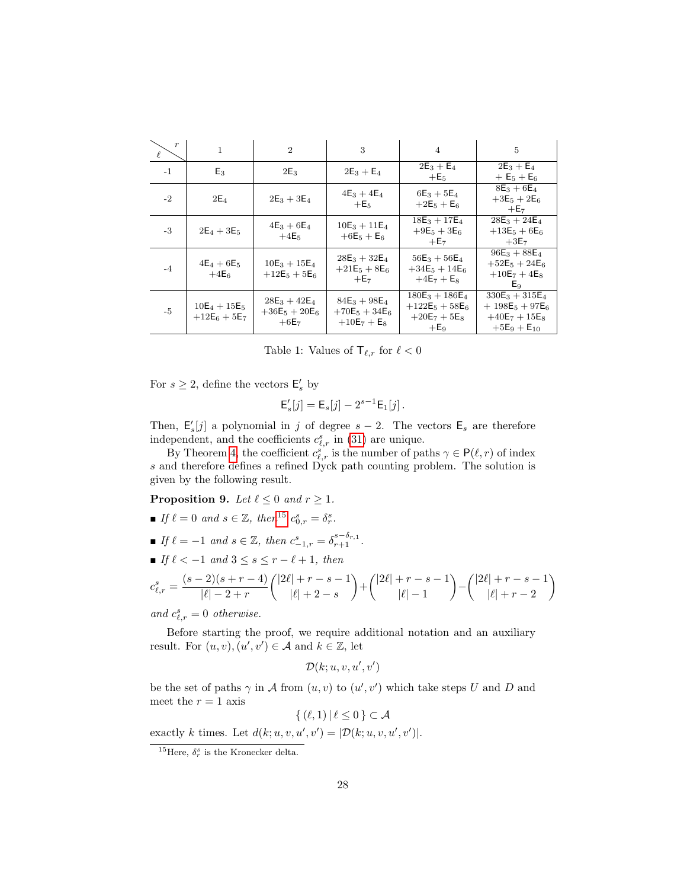| $\ell$ \ $r$ | 1 | 2 | 3 | 4 | 5 |
|---|---|---|---|---|---|
| -1 | $\mathsf{E}_3$ | $2\mathsf{E}_3$ | $2\mathsf{E}_3 + \mathsf{E}_4$ | $2\mathsf{E}_3 + \mathsf{E}_4 + \mathsf{E}_5$ | $2\mathsf{E}_3 + \mathsf{E}_4 + \mathsf{E}_5 + \mathsf{E}_6$ |
| -2 | $2\mathsf{E}_4$ | $2\mathsf{E}_3 + 3\mathsf{E}_4$ | $4\mathsf{E}_3 + 4\mathsf{E}_4 + \mathsf{E}_5$ | $6\mathsf{E}_3 + 5\mathsf{E}_4 + 2\mathsf{E}_5 + \mathsf{E}_6$ | $8\mathsf{E}_3 + 6\mathsf{E}_4 + 3\mathsf{E}_5 + 2\mathsf{E}_6 + \mathsf{E}_7$ |
| -3 | $2\mathsf{E}_4 + 3\mathsf{E}_5$ | $4\mathsf{E}_3 + 6\mathsf{E}_4 + 4\mathsf{E}_5$ | $10\mathsf{E}_3 + 11\mathsf{E}_4 + 6\mathsf{E}_5 + \mathsf{E}_6$ | $18\mathsf{E}_3 + 17\mathsf{E}_4 + 9\mathsf{E}_5 + 3\mathsf{E}_6 + \mathsf{E}_7$ | $28\mathsf{E}_3 + 24\mathsf{E}_4 + 13\mathsf{E}_5 + 6\mathsf{E}_6 + 3\mathsf{E}_7$ |
| -4 | $4\mathsf{E}_4 + 6\mathsf{E}_5 + 4\mathsf{E}_6$ | $10\mathsf{E}_3 + 15\mathsf{E}_4 + 12\mathsf{E}_5 + 5\mathsf{E}_6$ | $28\mathsf{E}_3 + 32\mathsf{E}_4 + 21\mathsf{E}_5 + 8\mathsf{E}_6 + \mathsf{E}_7$ | $56\mathsf{E}_3 + 56\mathsf{E}_4 + 34\mathsf{E}_5 + 14\mathsf{E}_6 + 4\mathsf{E}_7 + \mathsf{E}_8$ | $96\mathsf{E}_3 + 88\mathsf{E}_4 + 52\mathsf{E}_5 + 24\mathsf{E}_6 + 10\mathsf{E}_7 + 4\mathsf{E}_8\ \mathsf{E}_9$ |
| -5 | $10\mathsf{E}_4 + 15\mathsf{E}_5 + 12\mathsf{E}_6 + 5\mathsf{E}_7$ | $28\mathsf{E}_3 + 42\mathsf{E}_4 + 36\mathsf{E}_5 + 20\mathsf{E}_6 + 6\mathsf{E}_7$ | $84\mathsf{E}_3 + 98\mathsf{E}_4 + 70\mathsf{E}_5 + 34\mathsf{E}_6 + 10\mathsf{E}_7 + \mathsf{E}_8$ | $180\mathsf{E}_3 + 186\mathsf{E}_4 + 122\mathsf{E}_5 + 58\mathsf{E}_6 + 20\mathsf{E}_7 + 5\mathsf{E}_8 + \mathsf{E}_9$ | $330\mathsf{E}_3 + 315\mathsf{E}_4 + 198\mathsf{E}_5 + 97\mathsf{E}_6 + 40\mathsf{E}_7 + 15\mathsf{E}_8 + 5\mathsf{E}_9 + \mathsf{E}_{10}$ |

Table 1: Values of $\mathsf{T}_{\ell,r}$ for $\ell < 0$

For $s \geq 2$, define the vectors $\mathsf{E}'_s$ by

$$\mathsf{E}'_s[j] = \mathsf{E}_s[j] - 2^{s-1}\mathsf{E}_1[j]\,.$$

Then, $\mathsf{E}'_s[j]$ a polynomial in $j$ of degree $s-2$. The vectors $\mathsf{E}_s$ are therefore independent, and the coefficients $c^s_{\ell,r}$ in (31) are unique.

By Theorem 4, the coefficient $c^s_{\ell,r}$ is the number of paths $\gamma \in \mathsf{P}(\ell, r)$ of index $s$ and therefore defines a refined Dyck path counting problem. The solution is given by the following result.

**Proposition 9.** *Let $\ell \leq 0$ and $r \geq 1$.*

- *If $\ell = 0$ and $s \in \mathbb{Z}$, then*[15] $c^s_{0,r} = \delta^s_r$.
- *If $\ell = -1$ and $s \in \mathbb{Z}$, then* $c^s_{-1,r} = \delta^{s-\delta_{r,1}}_{r+1}$.
- *If $\ell < -1$ and $3 \leq s \leq r - \ell + 1$, then*

$$c^s_{\ell,r} = \frac{(s-2)(s+r-4)}{|\ell|-2+r}\binom{|2\ell|+r-s-1}{|\ell|+2-s} + \binom{|2\ell|+r-s-1}{|\ell|-1} - \binom{|2\ell|+r-s-1}{|\ell|+r-2}$$

*and $c^s_{\ell,r} = 0$ otherwise.*

Before starting the proof, we require additional notation and an auxiliary result. For $(u, v), (u', v') \in \mathcal{A}$ and $k \in \mathbb{Z}$, let

$$\mathcal{D}(k; u, v, u', v')$$

be the set of paths $\gamma$ in $\mathcal{A}$ from $(u, v)$ to $(u', v')$ which take steps $U$ and $D$ and meet the $r = 1$ axis

$$\{\,(\ell, 1)\,|\,\ell \leq 0\,\} \subset \mathcal{A}$$

exactly $k$ times. Let $d(k; u, v, u', v') = |\mathcal{D}(k; u, v, u', v')|$.

[15] Here, $\delta^s_r$ is the Kronecker delta.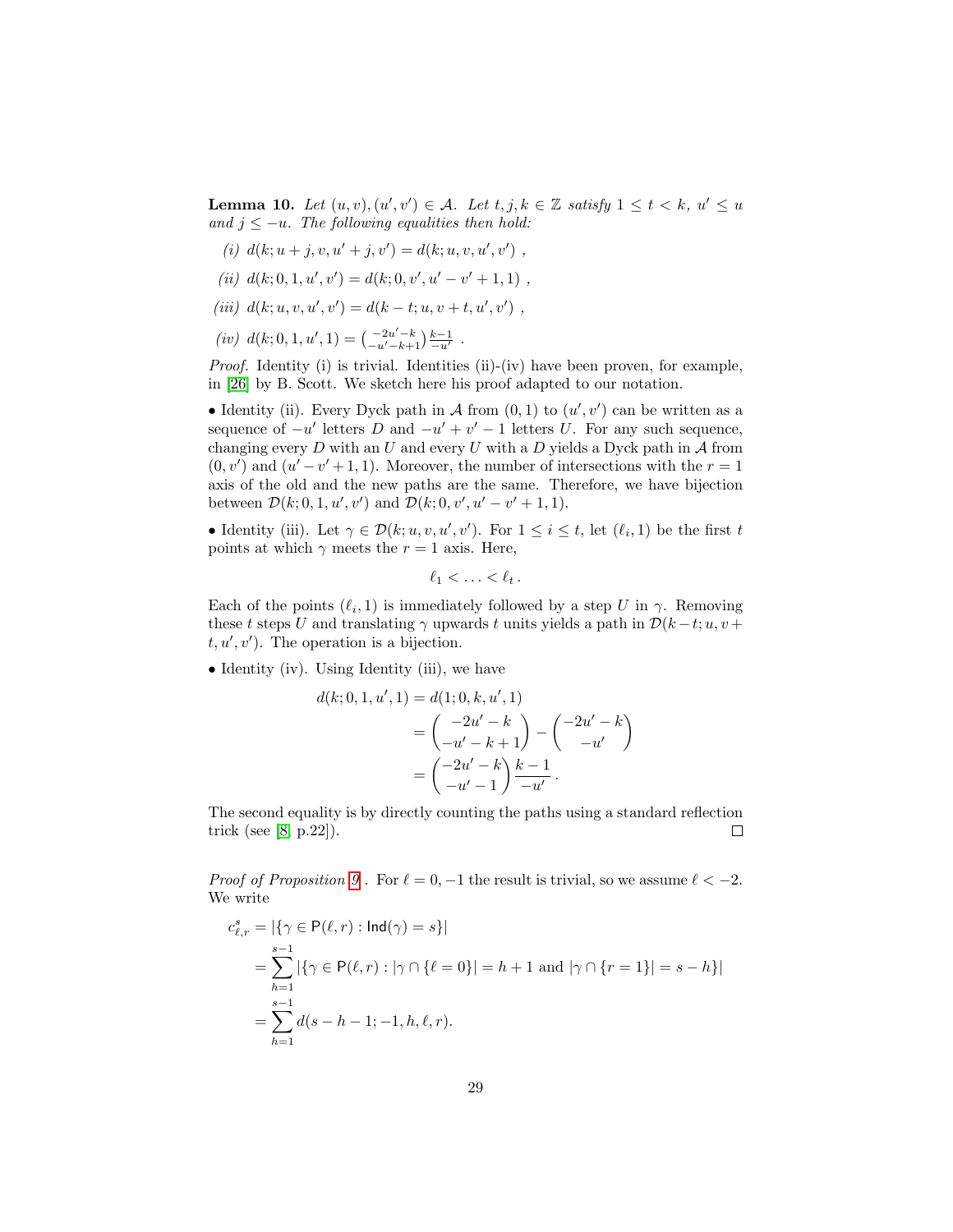**Lemma 10.** *Let $(u,v),(u',v') \in \mathcal{A}$. Let $t,j,k \in \mathbb{Z}$ satisfy $1 \le t < k$, $u' \le u$ and $j \le -u$. The following equalities then hold:*

*(i)* $d(k;u+j,v,u'+j,v') = d(k;u,v,u',v')$ ,

*(ii)* $d(k;0,1,u',v') = d(k;0,v',u'-v'+1,1)$ ,

*(iii)* $d(k;u,v,u',v') = d(k-t;u,v+t,u',v')$ ,

*(iv)* $d(k;0,1,u',1) = \binom{-2u'-k}{-u'-k+1}\frac{k-1}{-u'}$ .

*Proof.* Identity (i) is trivial. Identities (ii)-(iv) have been proven, for example, in [26] by B. Scott. We sketch here his proof adapted to our notation.

• Identity (ii). Every Dyck path in $\mathcal{A}$ from $(0,1)$ to $(u',v')$ can be written as a sequence of $-u'$ letters $D$ and $-u'+v'-1$ letters $U$. For any such sequence, changing every $D$ with an $U$ and every $U$ with a $D$ yields a Dyck path in $\mathcal{A}$ from $(0,v')$ and $(u'-v'+1,1)$. Moreover, the number of intersections with the $r=1$ axis of the old and the new paths are the same. Therefore, we have bijection between $\mathcal{D}(k;0,1,u',v')$ and $\mathcal{D}(k;0,v',u'-v'+1,1)$.

• Identity (iii). Let $\gamma \in \mathcal{D}(k;u,v,u',v')$. For $1 \le i \le t$, let $(\ell_i,1)$ be the first $t$ points at which $\gamma$ meets the $r=1$ axis. Here,

$$\ell_1 < \ldots < \ell_t .$$

Each of the points $(\ell_i,1)$ is immediately followed by a step $U$ in $\gamma$. Removing these $t$ steps $U$ and translating $\gamma$ upwards $t$ units yields a path in $\mathcal{D}(k-t;u,v+t,u',v')$. The operation is a bijection.

• Identity (iv). Using Identity (iii), we have

$$\begin{aligned} d(k;0,1,u',1) &= d(1;0,k,u',1) \\ &= \binom{-2u'-k}{-u'-k+1} - \binom{-2u'-k}{-u'} \\ &= \binom{-2u'-k}{-u'-1}\frac{k-1}{-u'} . \end{aligned}$$

The second equality is by directly counting the paths using a standard reflection trick (see [8, p.22]). $\square$

*Proof of Proposition 9* . For $\ell = 0,-1$ the result is trivial, so we assume $\ell < -2$. We write

$$\begin{aligned} c^s_{\ell,r} &= |\{\gamma \in \mathsf{P}(\ell,r) : \mathsf{Ind}(\gamma) = s\}| \\ &= \sum_{h=1}^{s-1} |\{\gamma \in \mathsf{P}(\ell,r) : |\gamma \cap \{\ell = 0\}| = h+1 \text{ and } |\gamma \cap \{r=1\}| = s-h\}| \\ &= \sum_{h=1}^{s-1} d(s-h-1;-1,h,\ell,r). \end{aligned}$$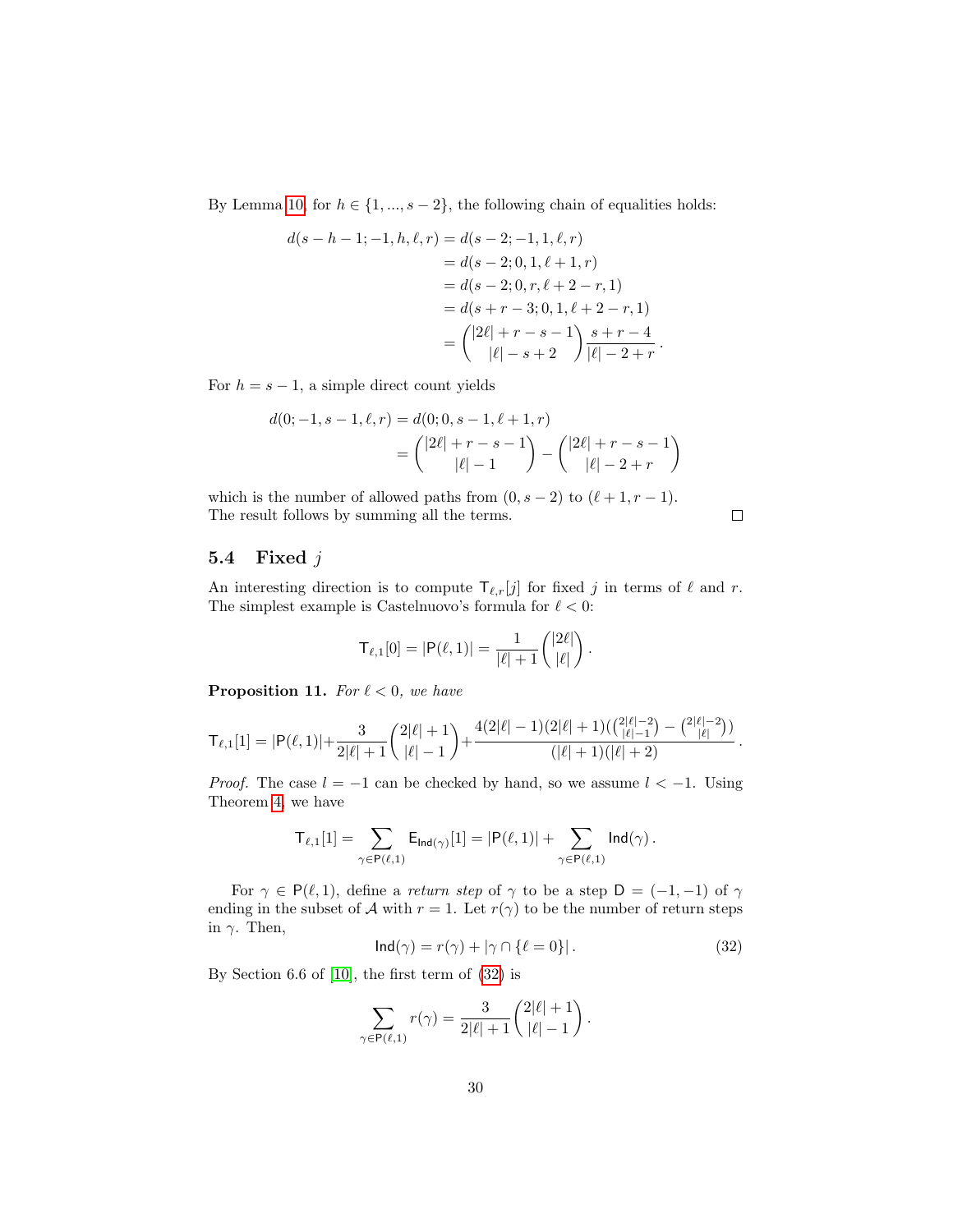By Lemma 10, for $h \in \{1, ..., s-2\}$, the following chain of equalities holds:

$$
\begin{aligned}
d(s-h-1; -1, h, \ell, r) &= d(s-2; -1, 1, \ell, r) \\
&= d(s-2; 0, 1, \ell+1, r) \\
&= d(s-2; 0, r, \ell+2-r, 1) \\
&= d(s+r-3; 0, 1, \ell+2-r, 1) \\
&= \binom{|2\ell|+r-s-1}{|\ell|-s+2} \frac{s+r-4}{|\ell|-2+r}.
\end{aligned}
$$

For $h = s-1$, a simple direct count yields

$$
\begin{aligned}
d(0; -1, s-1, \ell, r) &= d(0; 0, s-1, \ell+1, r) \\
&= \binom{|2\ell|+r-s-1}{|\ell|-1} - \binom{|2\ell|+r-s-1}{|\ell|-2+r}
\end{aligned}
$$

which is the number of allowed paths from $(0, s-2)$ to $(\ell+1, r-1)$. The result follows by summing all the terms. $\square$

## 5.4 Fixed $j$

An interesting direction is to compute $\mathsf{T}_{\ell,r}[j]$ for fixed $j$ in terms of $\ell$ and $r$. The simplest example is Castelnuovo's formula for $\ell < 0$:

$$
\mathsf{T}_{\ell,1}[0] = |\mathsf{P}(\ell,1)| = \frac{1}{|\ell|+1}\binom{|2\ell|}{|\ell|}.
$$

**Proposition 11.** *For $\ell < 0$, we have*

$$
\mathsf{T}_{\ell,1}[1] = |\mathsf{P}(\ell,1)| + \frac{3}{2|\ell|+1}\binom{2|\ell|+1}{|\ell|-1} + \frac{4(2|\ell|-1)(2|\ell|+1)(\binom{2|\ell|-2}{|\ell|-1} - \binom{2|\ell|-2}{|\ell|})}{(|\ell|+1)(|\ell|+2)}.
$$

*Proof.* The case $l = -1$ can be checked by hand, so we assume $l < -1$. Using Theorem 4, we have

$$
\mathsf{T}_{\ell,1}[1] = \sum_{\gamma \in \mathsf{P}(\ell,1)} \mathsf{E}_{\mathsf{Ind}(\gamma)}[1] = |\mathsf{P}(\ell,1)| + \sum_{\gamma \in \mathsf{P}(\ell,1)} \mathsf{Ind}(\gamma).
$$

For $\gamma \in \mathsf{P}(\ell,1)$, define a *return step* of $\gamma$ to be a step $\mathsf{D} = (-1,-1)$ of $\gamma$ ending in the subset of $\mathcal{A}$ with $r = 1$. Let $r(\gamma)$ to be the number of return steps in $\gamma$. Then,

$$
\mathsf{Ind}(\gamma) = r(\gamma) + |\gamma \cap \{\ell = 0\}|. \tag{32}
$$

By Section 6.6 of [10], the first term of (32) is

$$
\sum_{\gamma \in \mathsf{P}(\ell,1)} r(\gamma) = \frac{3}{2|\ell|+1}\binom{2|\ell|+1}{|\ell|-1}.
$$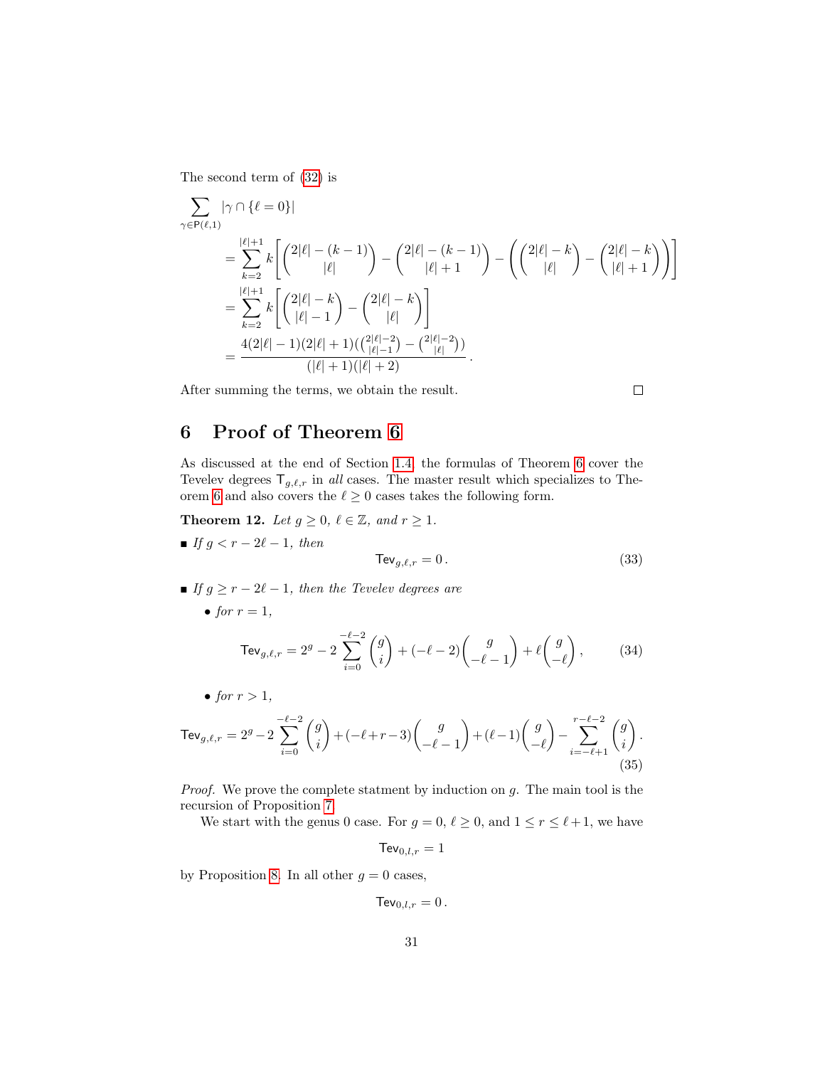The second term of (32) is

$$
\begin{aligned}
\sum_{\gamma \in \mathsf{P}(\ell,1)} & |\gamma \cap \{\ell = 0\}| \\
&= \sum_{k=2}^{|\ell|+1} k \left[ \binom{2|\ell| - (k-1)}{|\ell|} - \binom{2|\ell| - (k-1)}{|\ell|+1} - \left( \binom{2|\ell| - k}{|\ell|} - \binom{2|\ell| - k}{|\ell|+1} \right) \right] \\
&= \sum_{k=2}^{|\ell|+1} k \left[ \binom{2|\ell| - k}{|\ell| - 1} - \binom{2|\ell| - k}{|\ell|} \right] \\
&= \frac{4(2|\ell|-1)(2|\ell|+1)(\binom{2|\ell|-2}{|\ell|-1} - \binom{2|\ell|-2}{|\ell|})}{(|\ell|+1)(|\ell|+2)} .
\end{aligned}
$$

After summing the terms, we obtain the result. □

## 6 Proof of Theorem 6

As discussed at the end of Section 1.4, the formulas of Theorem 6 cover the Tevelev degrees $\mathsf{T}_{g,\ell,r}$ in *all* cases. The master result which specializes to Theorem 6 and also covers the $\ell \geq 0$ cases takes the following form.

**Theorem 12.** *Let $g \geq 0$, $\ell \in \mathbb{Z}$, and $r \geq 1$.*

- *If $g < r - 2\ell - 1$, then*

$$
\mathsf{Tev}_{g,\ell,r} = 0 . \tag{33}
$$

- *If $g \geq r - 2\ell - 1$, then the Tevelev degrees are*
  - *for $r = 1$,*

$$
\mathsf{Tev}_{g,\ell,r} = 2^g - 2 \sum_{i=0}^{-\ell-2} \binom{g}{i} + (-\ell - 2) \binom{g}{-\ell - 1} + \ell \binom{g}{-\ell} , \tag{34}
$$

  - *for $r > 1$,*

$$
\mathsf{Tev}_{g,\ell,r} = 2^g - 2 \sum_{i=0}^{-\ell-2} \binom{g}{i} + (-\ell + r - 3) \binom{g}{-\ell - 1} + (\ell - 1) \binom{g}{-\ell} - \sum_{i=-\ell+1}^{r-\ell-2} \binom{g}{i} . \tag{35}
$$

*Proof.* We prove the complete statment by induction on $g$. The main tool is the recursion of Proposition 7.

We start with the genus 0 case. For $g = 0$, $\ell \geq 0$, and $1 \leq r \leq \ell + 1$, we have

$$
\mathsf{Tev}_{0,l,r} = 1
$$

by Proposition 8. In all other $g = 0$ cases,

$$
\mathsf{Tev}_{0,l,r} = 0 .
$$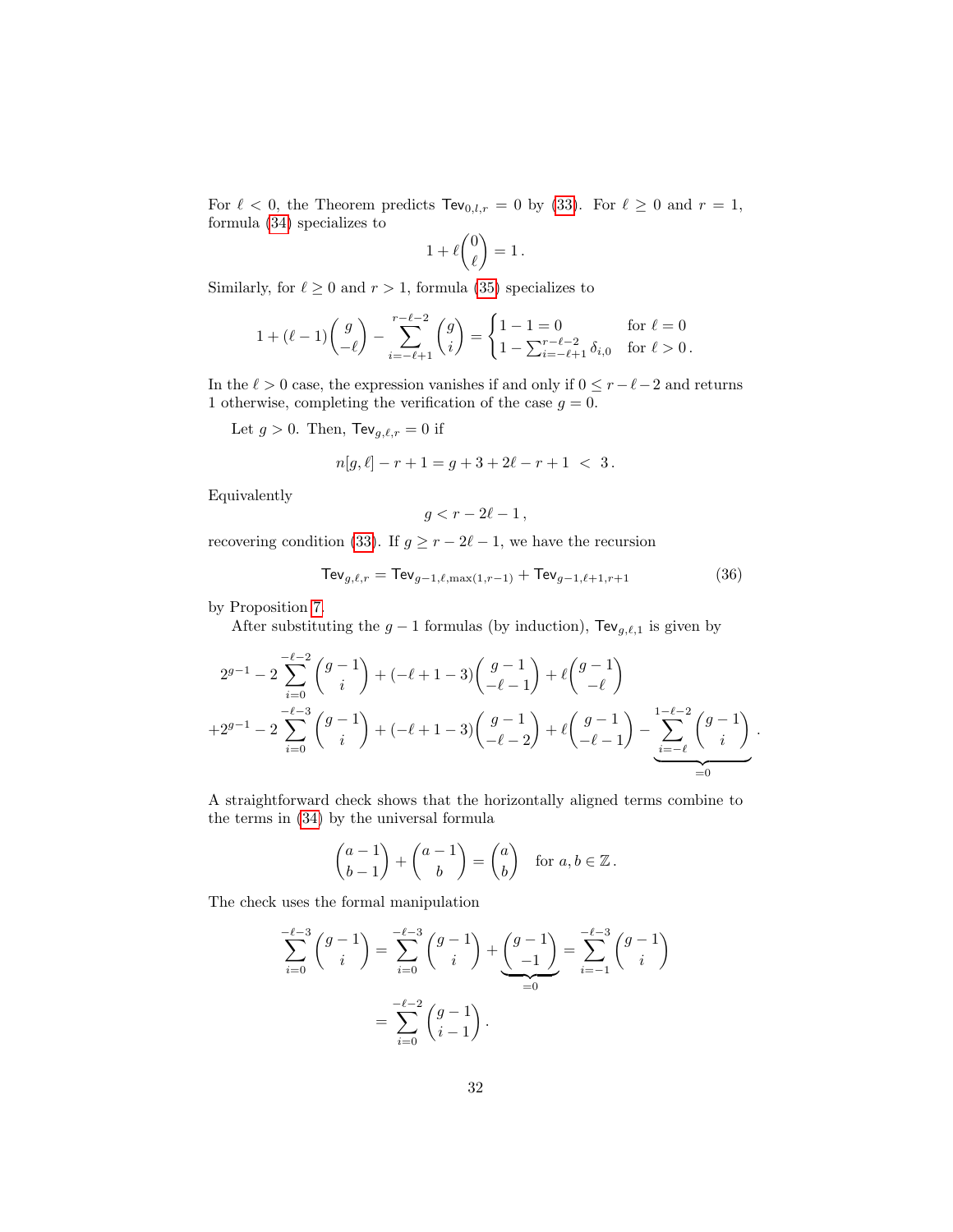For $\ell < 0$, the Theorem predicts $\mathsf{Tev}_{0,l,r} = 0$ by (33). For $\ell \geq 0$ and $r = 1$, formula (34) specializes to

$$1 + \ell \binom{0}{\ell} = 1\,.$$

Similarly, for $\ell \geq 0$ and $r > 1$, formula (35) specializes to

$$1 + (\ell - 1)\binom{g}{-\ell} - \sum_{i=-\ell+1}^{r-\ell-2} \binom{g}{i} = \begin{cases} 1 - 1 = 0 & \text{for } \ell = 0 \\ 1 - \sum_{i=-\ell+1}^{r-\ell-2} \delta_{i,0} & \text{for } \ell > 0\,. \end{cases}$$

In the $\ell > 0$ case, the expression vanishes if and only if $0 \leq r - \ell - 2$ and returns 1 otherwise, completing the verification of the case $g = 0$.

Let $g > 0$. Then, $\mathsf{Tev}_{g,\ell,r} = 0$ if

$$n[g, \ell] - r + 1 = g + 3 + 2\ell - r + 1 \;<\; 3\,.$$

Equivalently

$$g < r - 2\ell - 1\,,$$

recovering condition (33). If $g \geq r - 2\ell - 1$, we have the recursion

$$\mathsf{Tev}_{g,\ell,r} = \mathsf{Tev}_{g-1,\ell,\max(1,r-1)} + \mathsf{Tev}_{g-1,\ell+1,r+1} \tag{36}$$

by Proposition 7.

After substituting the $g-1$ formulas (by induction), $\mathsf{Tev}_{g,\ell,1}$ is given by

$$\begin{aligned} &2^{g-1} - 2\sum_{i=0}^{-\ell-2} \binom{g-1}{i} + (-\ell+1-3)\binom{g-1}{-\ell-1} + \ell\binom{g-1}{-\ell} \\ +&2^{g-1} - 2\sum_{i=0}^{-\ell-3} \binom{g-1}{i} + (-\ell+1-3)\binom{g-1}{-\ell-2} + \ell\binom{g-1}{-\ell-1} - \underbrace{\sum_{i=-\ell}^{1-\ell-2} \binom{g-1}{i}}_{=0}\,. \end{aligned}$$

A straightforward check shows that the horizontally aligned terms combine to the terms in (34) by the universal formula

$$\binom{a-1}{b-1} + \binom{a-1}{b} = \binom{a}{b} \quad \text{for } a, b \in \mathbb{Z}\,.$$

The check uses the formal manipulation

$$\begin{aligned} \sum_{i=0}^{-\ell-3} \binom{g-1}{i} &= \sum_{i=0}^{-\ell-3} \binom{g-1}{i} + \underbrace{\binom{g-1}{-1}}_{=0} = \sum_{i=-1}^{-\ell-3} \binom{g-1}{i} \\ &= \sum_{i=0}^{-\ell-2} \binom{g-1}{i-1}\,. \end{aligned}$$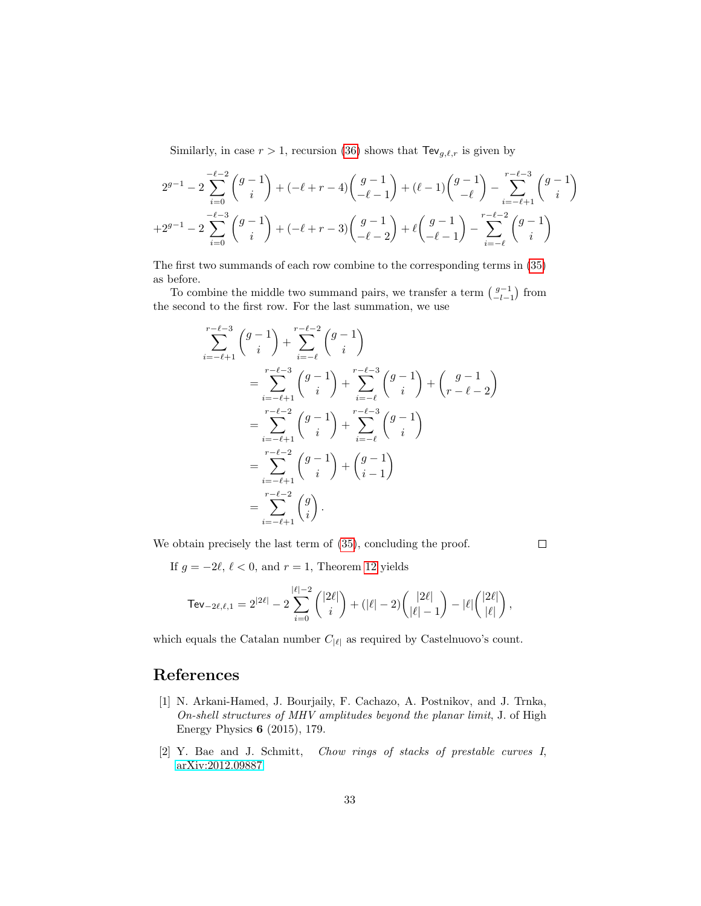Similarly, in case $r > 1$, recursion (36) shows that $\mathsf{Tev}_{g,\ell,r}$ is given by

$$2^{g-1} - 2\sum_{i=0}^{-\ell-2}\binom{g-1}{i} + (-\ell+r-4)\binom{g-1}{-\ell-1} + (\ell-1)\binom{g-1}{-\ell} - \sum_{i=-\ell+1}^{r-\ell-3}\binom{g-1}{i}$$
$$+2^{g-1} - 2\sum_{i=0}^{-\ell-3}\binom{g-1}{i} + (-\ell+r-3)\binom{g-1}{-\ell-2} + \ell\binom{g-1}{-\ell-1} - \sum_{i=-\ell}^{r-\ell-2}\binom{g-1}{i}$$

The first two summands of each row combine to the corresponding terms in (35) as before.

To combine the middle two summand pairs, we transfer a term $\binom{g-1}{-l-1}$ from the second to the first row. For the last summation, we use

$$\begin{aligned}
\sum_{i=-\ell+1}^{r-\ell-3}\binom{g-1}{i} &+ \sum_{i=-\ell}^{r-\ell-2}\binom{g-1}{i} \\
&= \sum_{i=-\ell+1}^{r-\ell-3}\binom{g-1}{i} + \sum_{i=-\ell}^{r-\ell-3}\binom{g-1}{i} + \binom{g-1}{r-\ell-2} \\
&= \sum_{i=-\ell+1}^{r-\ell-2}\binom{g-1}{i} + \sum_{i=-\ell}^{r-\ell-3}\binom{g-1}{i} \\
&= \sum_{i=-\ell+1}^{r-\ell-2}\binom{g-1}{i} + \binom{g-1}{i-1} \\
&= \sum_{i=-\ell+1}^{r-\ell-2}\binom{g}{i}.
\end{aligned}$$

We obtain precisely the last term of (35), concluding the proof. □

If $g = -2\ell$, $\ell < 0$, and $r = 1$, Theorem 12 yields

$$\mathsf{Tev}_{-2\ell,\ell,1} = 2^{|2\ell|} - 2\sum_{i=0}^{|\ell|-2}\binom{|2\ell|}{i} + (|\ell|-2)\binom{|2\ell|}{|\ell|-1} - |\ell|\binom{|2\ell|}{|\ell|},$$

which equals the Catalan number $C_{|\ell|}$ as required by Castelnuovo's count.

## References

[1] N. Arkani-Hamed, J. Bourjaily, F. Cachazo, A. Postnikov, and J. Trnka, *On-shell structures of MHV amplitudes beyond the planar limit*, J. of High Energy Physics **6** (2015), 179.

[2] Y. Bae and J. Schmitt, *Chow rings of stacks of prestable curves I*, arXiv:2012.09887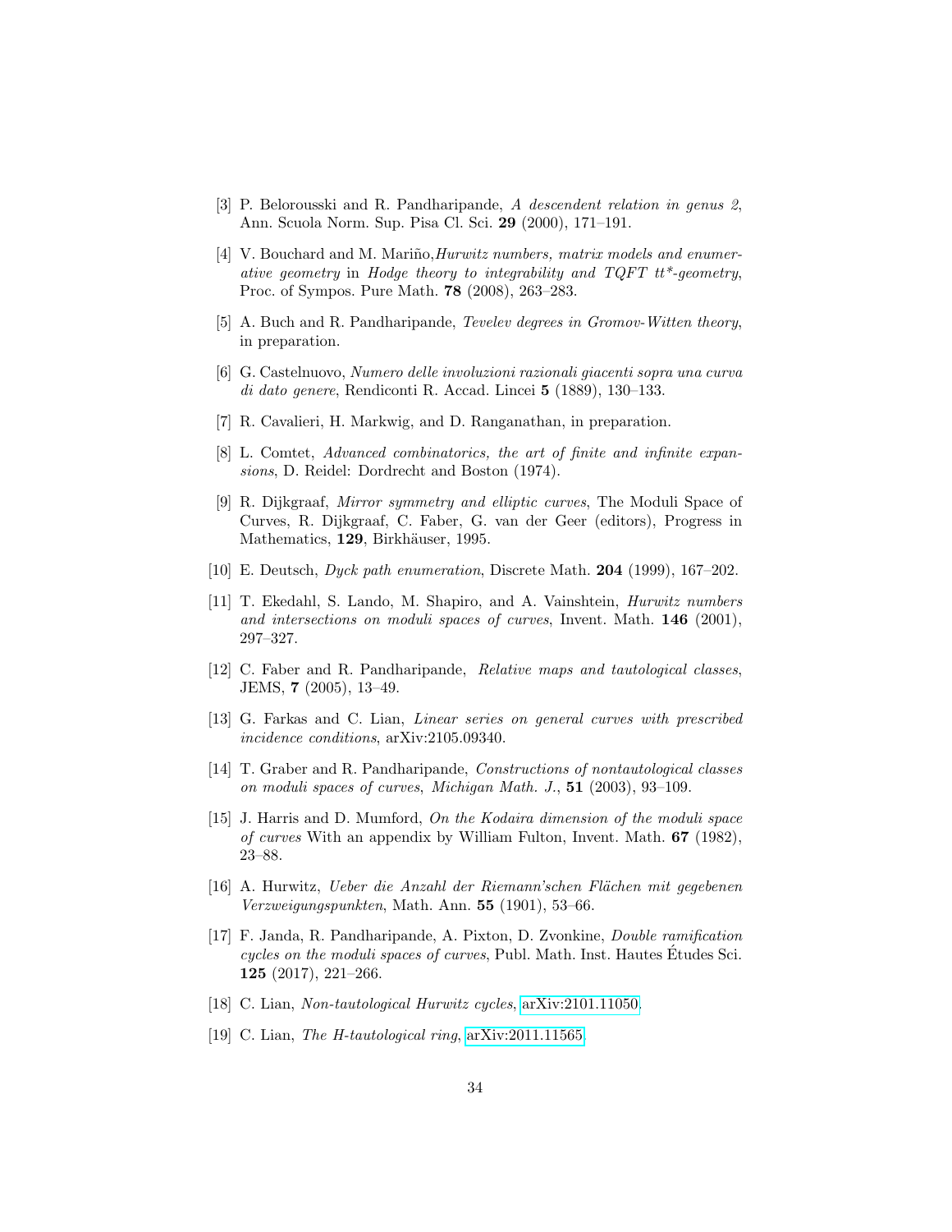[3] P. Belorousski and R. Pandharipande, *A descendent relation in genus 2*, Ann. Scuola Norm. Sup. Pisa Cl. Sci. **29** (2000), 171–191.

[4] V. Bouchard and M. Mariño,*Hurwitz numbers, matrix models and enumerative geometry* in *Hodge theory to integrability and TQFT tt\*-geometry*, Proc. of Sympos. Pure Math. **78** (2008), 263–283.

[5] A. Buch and R. Pandharipande, *Tevelev degrees in Gromov-Witten theory*, in preparation.

[6] G. Castelnuovo, *Numero delle involuzioni razionali giacenti sopra una curva di dato genere*, Rendiconti R. Accad. Lincei **5** (1889), 130–133.

[7] R. Cavalieri, H. Markwig, and D. Ranganathan, in preparation.

[8] L. Comtet, *Advanced combinatorics, the art of finite and infinite expansions*, D. Reidel: Dordrecht and Boston (1974).

[9] R. Dijkgraaf, *Mirror symmetry and elliptic curves*, The Moduli Space of Curves, R. Dijkgraaf, C. Faber, G. van der Geer (editors), Progress in Mathematics, **129**, Birkhäuser, 1995.

[10] E. Deutsch, *Dyck path enumeration*, Discrete Math. **204** (1999), 167–202.

[11] T. Ekedahl, S. Lando, M. Shapiro, and A. Vainshtein, *Hurwitz numbers and intersections on moduli spaces of curves*, Invent. Math. **146** (2001), 297–327.

[12] C. Faber and R. Pandharipande, *Relative maps and tautological classes*, JEMS, **7** (2005), 13–49.

[13] G. Farkas and C. Lian, *Linear series on general curves with prescribed incidence conditions*, arXiv:2105.09340.

[14] T. Graber and R. Pandharipande, *Constructions of nontautological classes on moduli spaces of curves*, *Michigan Math. J.*, **51** (2003), 93–109.

[15] J. Harris and D. Mumford, *On the Kodaira dimension of the moduli space of curves* With an appendix by William Fulton, Invent. Math. **67** (1982), 23–88.

[16] A. Hurwitz, *Ueber die Anzahl der Riemann'schen Flächen mit gegebenen Verzweigungspunkten*, Math. Ann. **55** (1901), 53–66.

[17] F. Janda, R. Pandharipande, A. Pixton, D. Zvonkine, *Double ramification cycles on the moduli spaces of curves*, Publ. Math. Inst. Hautes Études Sci. **125** (2017), 221–266.

[18] C. Lian, *Non-tautological Hurwitz cycles*, arXiv:2101.11050.

[19] C. Lian, *The H-tautological ring*, arXiv:2011.11565.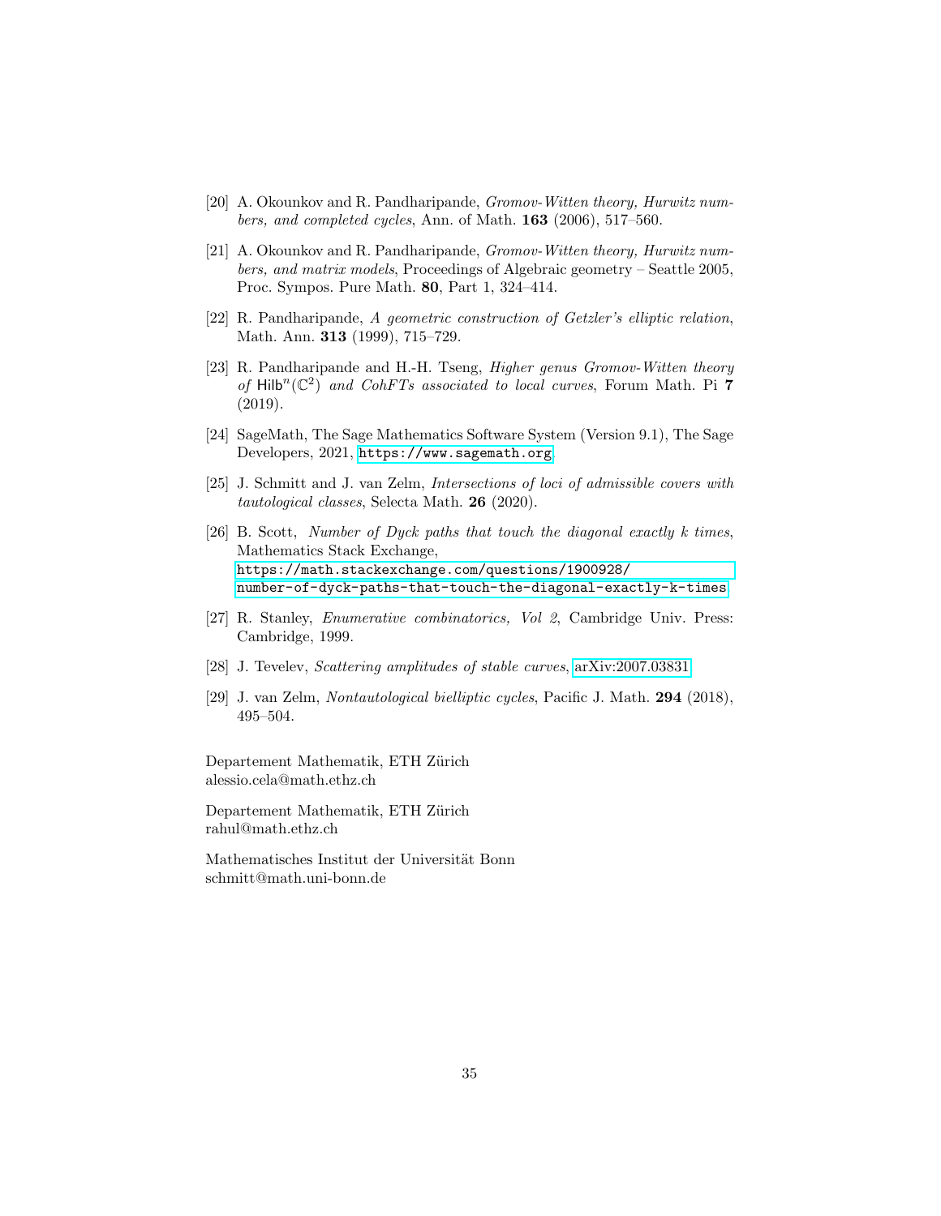[20] A. Okounkov and R. Pandharipande, *Gromov-Witten theory, Hurwitz numbers, and completed cycles*, Ann. of Math. **163** (2006), 517–560.

[21] A. Okounkov and R. Pandharipande, *Gromov-Witten theory, Hurwitz numbers, and matrix models*, Proceedings of Algebraic geometry – Seattle 2005, Proc. Sympos. Pure Math. **80**, Part 1, 324–414.

[22] R. Pandharipande, *A geometric construction of Getzler's elliptic relation*, Math. Ann. **313** (1999), 715–729.

[23] R. Pandharipande and H.-H. Tseng, *Higher genus Gromov-Witten theory of* $\mathsf{Hilb}^n(\mathbb{C}^2)$ *and CohFTs associated to local curves*, Forum Math. Pi **7** (2019).

[24] SageMath, The Sage Mathematics Software System (Version 9.1), The Sage Developers, 2021, https://www.sagemath.org.

[25] J. Schmitt and J. van Zelm, *Intersections of loci of admissible covers with tautological classes*, Selecta Math. **26** (2020).

[26] B. Scott, *Number of Dyck paths that touch the diagonal exactly k times*, Mathematics Stack Exchange, https://math.stackexchange.com/questions/1900928/number-of-dyck-paths-that-touch-the-diagonal-exactly-k-times.

[27] R. Stanley, *Enumerative combinatorics, Vol 2*, Cambridge Univ. Press: Cambridge, 1999.

[28] J. Tevelev, *Scattering amplitudes of stable curves*, arXiv:2007.03831.

[29] J. van Zelm, *Nontautological bielliptic cycles*, Pacific J. Math. **294** (2018), 495–504.

Departement Mathematik, ETH Zürich
alessio.cela@math.ethz.ch

Departement Mathematik, ETH Zürich
rahul@math.ethz.ch

Mathematisches Institut der Universität Bonn
schmitt@math.uni-bonn.de